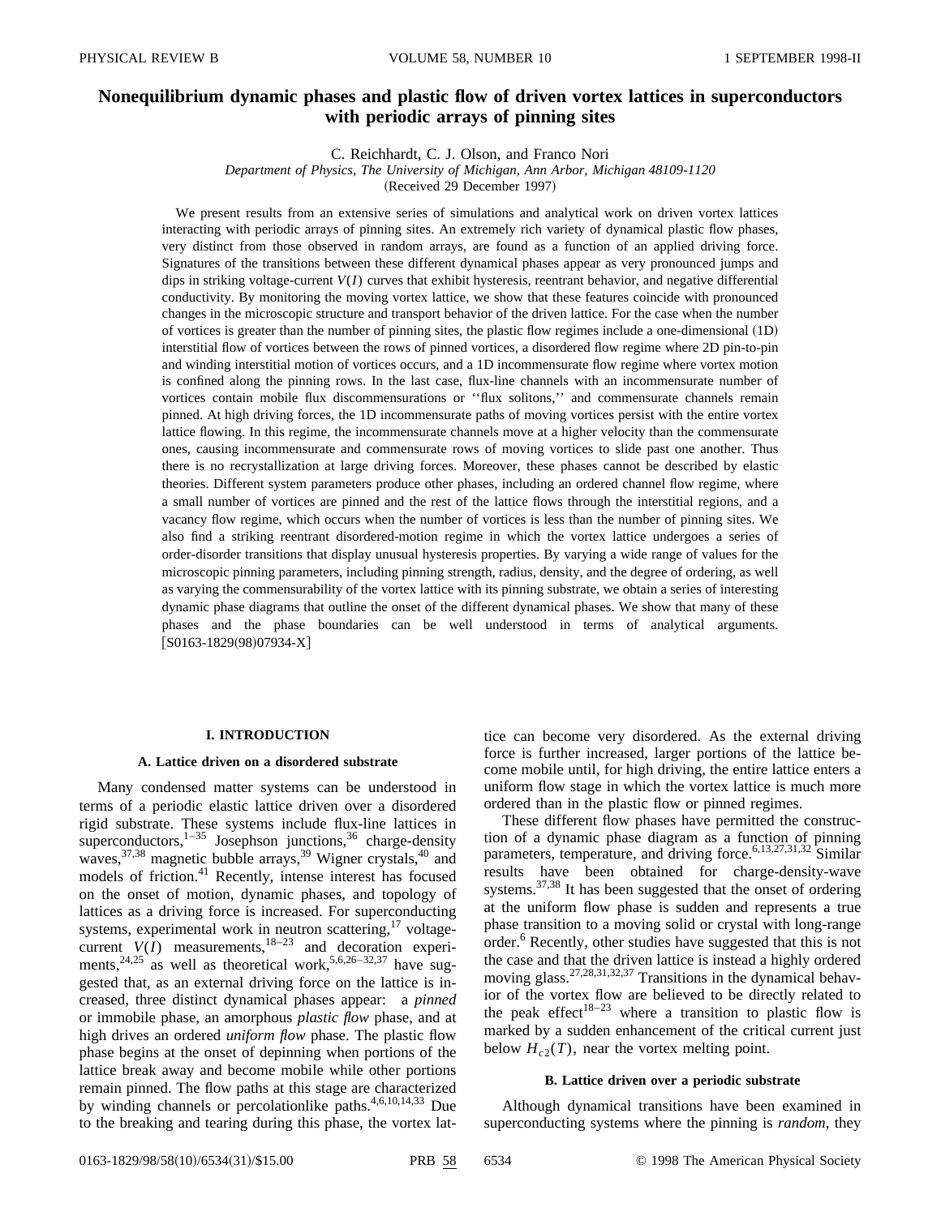# Nonequilibrium dynamic phases and plastic flow of driven vortex lattices in superconductors with periodic arrays of pinning sites

C. Reichhardt, C. J. Olson, and Franco Nori

*Department of Physics, The University of Michigan, Ann Arbor, Michigan 48109-1120*

(Received 29 December 1997)

We present results from an extensive series of simulations and analytical work on driven vortex lattices interacting with periodic arrays of pinning sites. An extremely rich variety of dynamical plastic flow phases, very distinct from those observed in random arrays, are found as a function of an applied driving force. Signatures of the transitions between these different dynamical phases appear as very pronounced jumps and dips in striking voltage-current $V(I)$ curves that exhibit hysteresis, reentrant behavior, and negative differential conductivity. By monitoring the moving vortex lattice, we show that these features coincide with pronounced changes in the microscopic structure and transport behavior of the driven lattice. For the case when the number of vortices is greater than the number of pinning sites, the plastic flow regimes include a one-dimensional (1D) interstitial flow of vortices between the rows of pinned vortices, a disordered flow regime where 2D pin-to-pin and winding interstitial motion of vortices occurs, and a 1D incommensurate flow regime where vortex motion is confined along the pinning rows. In the last case, flux-line channels with an incommensurate number of vortices contain mobile flux discommensurations or ''flux solitons,'' and commensurate channels remain pinned. At high driving forces, the 1D incommensurate paths of moving vortices persist with the entire vortex lattice flowing. In this regime, the incommensurate channels move at a higher velocity than the commensurate ones, causing incommensurate and commensurate rows of moving vortices to slide past one another. Thus there is no recrystallization at large driving forces. Moreover, these phases cannot be described by elastic theories. Different system parameters produce other phases, including an ordered channel flow regime, where a small number of vortices are pinned and the rest of the lattice flows through the interstitial regions, and a vacancy flow regime, which occurs when the number of vortices is less than the number of pinning sites. We also find a striking reentrant disordered-motion regime in which the vortex lattice undergoes a series of order-disorder transitions that display unusual hysteresis properties. By varying a wide range of values for the microscopic pinning parameters, including pinning strength, radius, density, and the degree of ordering, as well as varying the commensurability of the vortex lattice with its pinning substrate, we obtain a series of interesting dynamic phase diagrams that outline the onset of the different dynamical phases. We show that many of these phases and the phase boundaries can be well understood in terms of analytical arguments. [S0163-1829(98)07934-X]

## I. INTRODUCTION

### A. Lattice driven on a disordered substrate

Many condensed matter systems can be understood in terms of a periodic elastic lattice driven over a disordered rigid substrate. These systems include flux-line lattices in superconductors,[1–35] Josephson junctions,[36] charge-density waves,[37,38] magnetic bubble arrays,[39] Wigner crystals,[40] and models of friction.[41] Recently, intense interest has focused on the onset of motion, dynamic phases, and topology of lattices as a driving force is increased. For superconducting systems, experimental work in neutron scattering,[17] voltage-current $V(I)$ measurements,[18–23] and decoration experiments,[24,25] as well as theoretical work,[5,6,26–32,37] have suggested that, as an external driving force on the lattice is increased, three distinct dynamical phases appear: a *pinned* or immobile phase, an amorphous *plastic flow* phase, and at high drives an ordered *uniform flow* phase. The plastic flow phase begins at the onset of depinning when portions of the lattice break away and become mobile while other portions remain pinned. The flow paths at this stage are characterized by winding channels or percolationlike paths.[4,6,10,14,33] Due to the breaking and tearing during this phase, the vortex lattice can become very disordered. As the external driving force is further increased, larger portions of the lattice become mobile until, for high driving, the entire lattice enters a uniform flow stage in which the vortex lattice is much more ordered than in the plastic flow or pinned regimes.

These different flow phases have permitted the construction of a dynamic phase diagram as a function of pinning parameters, temperature, and driving force.[6,13,27,31,32] Similar results have been obtained for charge-density-wave systems.[37,38] It has been suggested that the onset of ordering at the uniform flow phase is sudden and represents a true phase transition to a moving solid or crystal with long-range order.[6] Recently, other studies have suggested that this is not the case and that the driven lattice is instead a highly ordered moving glass.[27,28,31,32,37] Transitions in the dynamical behavior of the vortex flow are believed to be directly related to the peak effect[18–23] where a transition to plastic flow is marked by a sudden enhancement of the critical current just below $H_{c2}(T)$, near the vortex melting point.

### B. Lattice driven over a periodic substrate

Although dynamical transitions have been examined in superconducting systems where the pinning is *random*, they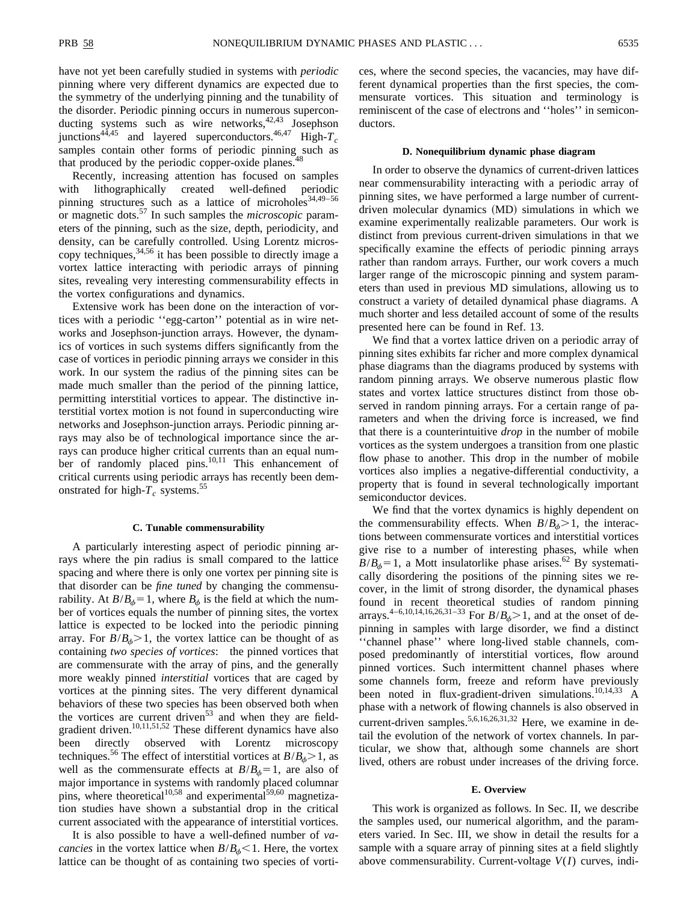have not yet been carefully studied in systems with *periodic* pinning where very different dynamics are expected due to the symmetry of the underlying pinning and the tunability of the disorder. Periodic pinning occurs in numerous superconducting systems such as wire networks,[42,43] Josephson junctions[44,45] and layered superconductors.[46,47] High-$T_c$ samples contain other forms of periodic pinning such as that produced by the periodic copper-oxide planes.[48]

Recently, increasing attention has focused on samples with lithographically created well-defined periodic pinning structures such as a lattice of microholes[34,49–56] or magnetic dots.[57] In such samples the *microscopic* parameters of the pinning, such as the size, depth, periodicity, and density, can be carefully controlled. Using Lorentz microscopy techniques,[34,56] it has been possible to directly image a vortex lattice interacting with periodic arrays of pinning sites, revealing very interesting commensurability effects in the vortex configurations and dynamics.

Extensive work has been done on the interaction of vortices with a periodic ''egg-carton'' potential as in wire networks and Josephson-junction arrays. However, the dynamics of vortices in such systems differs significantly from the case of vortices in periodic pinning arrays we consider in this work. In our system the radius of the pinning sites can be made much smaller than the period of the pinning lattice, permitting interstitial vortices to appear. The distinctive interstitial vortex motion is not found in superconducting wire networks and Josephson-junction arrays. Periodic pinning arrays may also be of technological importance since the arrays can produce higher critical currents than an equal number of randomly placed pins.[10,11] This enhancement of critical currents using periodic arrays has recently been demonstrated for high-$T_c$ systems.[55]

### C. Tunable commensurability

A particularly interesting aspect of periodic pinning arrays where the pin radius is small compared to the lattice spacing and where there is only one vortex per pinning site is that disorder can be *fine tuned* by changing the commensurability. At $B/B_\phi = 1$, where $B_\phi$ is the field at which the number of vortices equals the number of pinning sites, the vortex lattice is expected to be locked into the periodic pinning array. For $B/B_\phi > 1$, the vortex lattice can be thought of as containing *two species of vortices*: the pinned vortices that are commensurate with the array of pins, and the generally more weakly pinned *interstitial* vortices that are caged by vortices at the pinning sites. The very different dynamical behaviors of these two species has been observed both when the vortices are current driven[53] and when they are field-gradient driven.[10,11,51,52] These different dynamics have also been directly observed with Lorentz microscopy techniques.[56] The effect of interstitial vortices at $B/B_\phi > 1$, as well as the commensurate effects at $B/B_\phi = 1$, are also of major importance in systems with randomly placed columnar pins, where theoretical[10,58] and experimental[59,60] magnetization studies have shown a substantial drop in the critical current associated with the appearance of interstitial vortices.

It is also possible to have a well-defined number of *vacancies* in the vortex lattice when $B/B_\phi < 1$. Here, the vortex lattice can be thought of as containing two species of vortices, where the second species, the vacancies, may have different dynamical properties than the first species, the commensurate vortices. This situation and terminology is reminiscent of the case of electrons and ''holes'' in semiconductors.

### D. Nonequilibrium dynamic phase diagram

In order to observe the dynamics of current-driven lattices near commensurability interacting with a periodic array of pinning sites, we have performed a large number of current-driven molecular dynamics (MD) simulations in which we examine experimentally realizable parameters. Our work is distinct from previous current-driven simulations in that we specifically examine the effects of periodic pinning arrays rather than random arrays. Further, our work covers a much larger range of the microscopic pinning and system parameters than used in previous MD simulations, allowing us to construct a variety of detailed dynamical phase diagrams. A much shorter and less detailed account of some of the results presented here can be found in Ref. 13.

We find that a vortex lattice driven on a periodic array of pinning sites exhibits far richer and more complex dynamical phase diagrams than the diagrams produced by systems with random pinning arrays. We observe numerous plastic flow states and vortex lattice structures distinct from those observed in random pinning arrays. For a certain range of parameters and when the driving force is increased, we find that there is a counterintuitive *drop* in the number of mobile vortices as the system undergoes a transition from one plastic flow phase to another. This drop in the number of mobile vortices also implies a negative-differential conductivity, a property that is found in several technologically important semiconductor devices.

We find that the vortex dynamics is highly dependent on the commensurability effects. When $B/B_\phi > 1$, the interactions between commensurate vortices and interstitial vortices give rise to a number of interesting phases, while when $B/B_\phi = 1$, a Mott insulatorlike phase arises.[62] By systematically disordering the positions of the pinning sites we recover, in the limit of strong disorder, the dynamical phases found in recent theoretical studies of random pinning arrays.[4–6,10,14,16,26,31–33] For $B/B_\phi > 1$, and at the onset of depinning in samples with large disorder, we find a distinct ''channel phase'' where long-lived stable channels, composed predominantly of interstitial vortices, flow around pinned vortices. Such intermittent channel phases where some channels form, freeze and reform have previously been noted in flux-gradient-driven simulations.[10,14,33] A phase with a network of flowing channels is also observed in current-driven samples.[5,6,16,26,31,32] Here, we examine in detail the evolution of the network of vortex channels. In particular, we show that, although some channels are short lived, others are robust under increases of the driving force.

### E. Overview

This work is organized as follows. In Sec. II, we describe the samples used, our numerical algorithm, and the parameters varied. In Sec. III, we show in detail the results for a sample with a square array of pinning sites at a field slightly above commensurability. Current-voltage $V(I)$ curves, indi-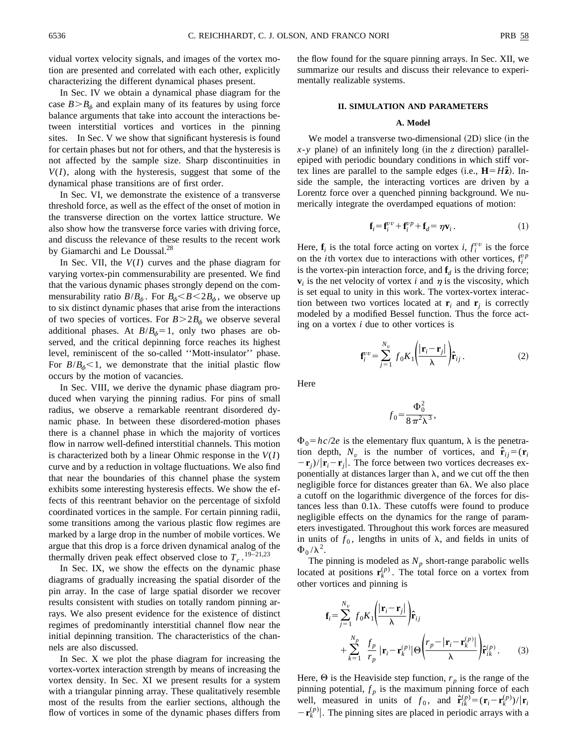vidual vortex velocity signals, and images of the vortex motion are presented and correlated with each other, explicitly characterizing the different dynamical phases present.

In Sec. IV we obtain a dynamical phase diagram for the case $B > B_\phi$ and explain many of its features by using force balance arguments that take into account the interactions between interstitial vortices and vortices in the pinning sites. In Sec. V we show that significant hysteresis is found for certain phases but not for others, and that the hysteresis is not affected by the sample size. Sharp discontinuities in $V(I)$, along with the hysteresis, suggest that some of the dynamical phase transitions are of first order.

In Sec. VI, we demonstrate the existence of a transverse threshold force, as well as the effect of the onset of motion in the transverse direction on the vortex lattice structure. We also show how the transverse force varies with driving force, and discuss the relevance of these results to the recent work by Giamarchi and Le Doussal.[28]

In Sec. VII, the $V(I)$ curves and the phase diagram for varying vortex-pin commensurability are presented. We find that the various dynamic phases strongly depend on the commensurability ratio $B/B_\phi$. For $B_\phi < B < 2B_\phi$, we observe up to six distinct dynamic phases that arise from the interactions of two species of vortices. For $B > 2B_\phi$ we observe several additional phases. At $B/B_\phi = 1$, only two phases are observed, and the critical depinning force reaches its highest level, reminiscent of the so-called ''Mott-insulator'' phase. For $B/B_\phi < 1$, we demonstrate that the initial plastic flow occurs by the motion of vacancies.

In Sec. VIII, we derive the dynamic phase diagram produced when varying the pinning radius. For pins of small radius, we observe a remarkable reentrant disordered dynamic phase. In between these disordered-motion phases there is a channel phase in which the majority of vortices flow in narrow well-defined interstitial channels. This motion is characterized both by a linear Ohmic response in the $V(I)$ curve and by a reduction in voltage fluctuations. We also find that near the boundaries of this channel phase the system exhibits some interesting hysteresis effects. We show the effects of this reentrant behavior on the percentage of sixfold coordinated vortices in the sample. For certain pinning radii, some transitions among the various plastic flow regimes are marked by a large drop in the number of mobile vortices. We argue that this drop is a force driven dynamical analog of the thermally driven peak effect observed close to $T_c$.[19–21,23]

In Sec. IX, we show the effects on the dynamic phase diagrams of gradually increasing the spatial disorder of the pin array. In the case of large spatial disorder we recover results consistent with studies on totally random pinning arrays. We also present evidence for the existence of distinct regimes of predominantly interstitial channel flow near the initial depinning transition. The characteristics of the channels are also discussed.

In Sec. X we plot the phase diagram for increasing the vortex-vortex interaction strength by means of increasing the vortex density. In Sec. XI we present results for a system with a triangular pinning array. These qualitatively resemble most of the results from the earlier sections, although the flow of vortices in some of the dynamic phases differs from the flow found for the square pinning arrays. In Sec. XII, we summarize our results and discuss their relevance to experimentally realizable systems.

## II. SIMULATION AND PARAMETERS

### A. Model

We model a transverse two-dimensional (2D) slice (in the $x$-$y$ plane) of an infinitely long (in the $z$ direction) parallelepiped with periodic boundary conditions in which stiff vortex lines are parallel to the sample edges (i.e., $\mathbf{H} = H\hat{\mathbf{z}}$). Inside the sample, the interacting vortices are driven by a Lorentz force over a quenched pinning background. We numerically integrate the overdamped equations of motion:

$$\mathbf{f}_i = \mathbf{f}_i^{vv} + \mathbf{f}_i^{vp} + \mathbf{f}_d = \eta \mathbf{v}_i . \tag{1}$$

Here, $\mathbf{f}_i$ is the total force acting on vortex $i$, $f_i^{vv}$ is the force on the $i$th vortex due to interactions with other vortices, $\mathbf{f}_i^{vp}$ is the vortex-pin interaction force, and $\mathbf{f}_d$ is the driving force; $\mathbf{v}_i$ is the net velocity of vortex $i$ and $\eta$ is the viscosity, which is set equal to unity in this work. The vortex-vortex interaction between two vortices located at $\mathbf{r}_i$ and $\mathbf{r}_j$ is correctly modeled by a modified Bessel function. Thus the force acting on a vortex $i$ due to other vortices is

$$\mathbf{f}_i^{vv} = \sum_{j=1}^{N_v} f_0 K_1\left(\frac{|\mathbf{r}_i - \mathbf{r}_j|}{\lambda}\right)\hat{\mathbf{r}}_{ij} . \tag{2}$$

Here

$$f_0 = \frac{\Phi_0^2}{8\pi^2\lambda^3},$$

$\Phi_0 = hc/2e$ is the elementary flux quantum, $\lambda$ is the penetration depth, $N_v$ is the number of vortices, and $\hat{\mathbf{r}}_{ij} = (\mathbf{r}_i - \mathbf{r}_j)/|\mathbf{r}_i - \mathbf{r}_j|$. The force between two vortices decreases exponentially at distances larger than $\lambda$, and we cut off the then negligible force for distances greater than $6\lambda$. We also place a cutoff on the logarithmic divergence of the forces for distances less than $0.1\lambda$. These cutoffs were found to produce negligible effects on the dynamics for the range of parameters investigated. Throughout this work forces are measured in units of $f_0$, lengths in units of $\lambda$, and fields in units of $\Phi_0/\lambda^2$.

The pinning is modeled as $N_p$ short-range parabolic wells located at positions $\mathbf{r}_k^{(p)}$. The total force on a vortex from other vortices and pinning is

$$\mathbf{f}_i = \sum_{j=1}^{N_v} f_0 K_1\left(\frac{|\mathbf{r}_i - \mathbf{r}_j|}{\lambda}\right)\hat{\mathbf{r}}_{ij} + \sum_{k=1}^{N_p} \frac{f_p}{r_p}|\mathbf{r}_i - \mathbf{r}_k^{(p)}|\Theta\left(\frac{r_p - |\mathbf{r}_i - \mathbf{r}_k^{(p)}|}{\lambda}\right)\hat{\mathbf{r}}_{ik}^{(p)} . \tag{3}$$

Here, $\Theta$ is the Heaviside step function, $r_p$ is the range of the pinning potential, $f_p$ is the maximum pinning force of each well, measured in units of $f_0$, and $\hat{\mathbf{r}}_{ik}^{(p)} = (\mathbf{r}_i - \mathbf{r}_k^{(p)})/|\mathbf{r}_i - \mathbf{r}_k^{(p)}|$. The pinning sites are placed in periodic arrays with a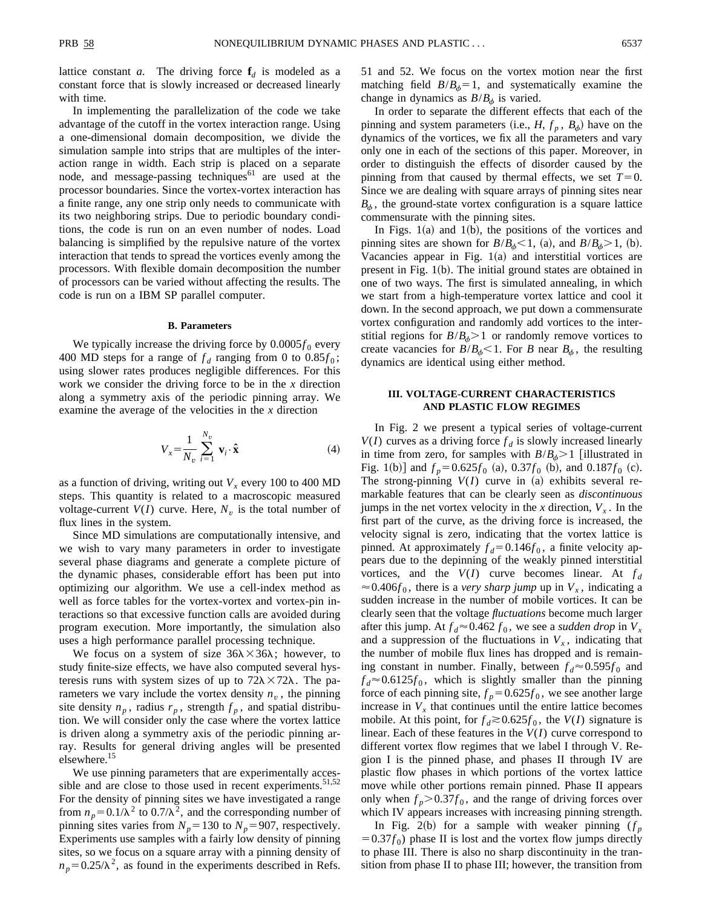lattice constant *a*. The driving force $\mathbf{f}_d$ is modeled as a constant force that is slowly increased or decreased linearly with time.

In implementing the parallelization of the code we take advantage of the cutoff in the vortex interaction range. Using a one-dimensional domain decomposition, we divide the simulation sample into strips that are multiples of the interaction range in width. Each strip is placed on a separate node, and message-passing techniques[61] are used at the processor boundaries. Since the vortex-vortex interaction has a finite range, any one strip only needs to communicate with its two neighboring strips. Due to periodic boundary conditions, the code is run on an even number of nodes. Load balancing is simplified by the repulsive nature of the vortex interaction that tends to spread the vortices evenly among the processors. With flexible domain decomposition the number of processors can be varied without affecting the results. The code is run on a IBM SP parallel computer.

### B. Parameters

We typically increase the driving force by $0.0005 f_0$ every 400 MD steps for a range of $f_d$ ranging from 0 to $0.85 f_0$; using slower rates produces negligible differences. For this work we consider the driving force to be in the *x* direction along a symmetry axis of the periodic pinning array. We examine the average of the velocities in the *x* direction

$$V_x = \frac{1}{N_v} \sum_{i=1}^{N_v} \mathbf{v}_i \cdot \hat{\mathbf{x}} \tag{4}$$

as a function of driving, writing out $V_x$ every 100 to 400 MD steps. This quantity is related to a macroscopic measured voltage-current $V(I)$ curve. Here, $N_v$ is the total number of flux lines in the system.

Since MD simulations are computationally intensive, and we wish to vary many parameters in order to investigate several phase diagrams and generate a complete picture of the dynamic phases, considerable effort has been put into optimizing our algorithm. We use a cell-index method as well as force tables for the vortex-vortex and vortex-pin interactions so that excessive function calls are avoided during program execution. More importantly, the simulation also uses a high performance parallel processing technique.

We focus on a system of size $36\lambda \times 36\lambda$; however, to study finite-size effects, we have also computed several hysteresis runs with system sizes of up to $72\lambda \times 72\lambda$. The parameters we vary include the vortex density $n_v$, the pinning site density $n_p$, radius $r_p$, strength $f_p$, and spatial distribution. We will consider only the case where the vortex lattice is driven along a symmetry axis of the periodic pinning array. Results for general driving angles will be presented elsewhere.[15]

We use pinning parameters that are experimentally accessible and are close to those used in recent experiments.[51,52] For the density of pinning sites we have investigated a range from $n_p = 0.1/\lambda^2$ to $0.7/\lambda^2$, and the corresponding number of pinning sites varies from $N_p = 130$ to $N_p = 907$, respectively. Experiments use samples with a fairly low density of pinning sites, so we focus on a square array with a pinning density of $n_p = 0.25/\lambda^2$, as found in the experiments described in Refs. 51 and 52. We focus on the vortex motion near the first matching field $B/B_\phi = 1$, and systematically examine the change in dynamics as $B/B_\phi$ is varied.

In order to separate the different effects that each of the pinning and system parameters (i.e., $H$, $f_p$, $B_\phi$) have on the dynamics of the vortices, we fix all the parameters and vary only one in each of the sections of this paper. Moreover, in order to distinguish the effects of disorder caused by the pinning from that caused by thermal effects, we set $T = 0$. Since we are dealing with square arrays of pinning sites near $B_\phi$, the ground-state vortex configuration is a square lattice commensurate with the pinning sites.

In Figs. 1(a) and 1(b), the positions of the vortices and pinning sites are shown for $B/B_\phi < 1$, (a), and $B/B_\phi > 1$, (b). Vacancies appear in Fig. 1(a) and interstitial vortices are present in Fig. 1(b). The initial ground states are obtained in one of two ways. The first is simulated annealing, in which we start from a high-temperature vortex lattice and cool it down. In the second approach, we put down a commensurate vortex configuration and randomly add vortices to the interstitial regions for $B/B_\phi > 1$ or randomly remove vortices to create vacancies for $B/B_\phi < 1$. For $B$ near $B_\phi$, the resulting dynamics are identical using either method.

## III. VOLTAGE-CURRENT CHARACTERISTICS AND PLASTIC FLOW REGIMES

In Fig. 2 we present a typical series of voltage-current $V(I)$ curves as a driving force $f_d$ is slowly increased linearly in time from zero, for samples with $B/B_\phi > 1$ [illustrated in Fig. 1(b)] and $f_p = 0.625 f_0$ (a), $0.37 f_0$ (b), and $0.187 f_0$ (c). The strong-pinning $V(I)$ curve in (a) exhibits several remarkable features that can be clearly seen as *discontinuous* jumps in the net vortex velocity in the *x* direction, $V_x$. In the first part of the curve, as the driving force is increased, the velocity signal is zero, indicating that the vortex lattice is pinned. At approximately $f_d = 0.146 f_0$, a finite velocity appears due to the depinning of the weakly pinned interstitial vortices, and the $V(I)$ curve becomes linear. At $f_d \approx 0.406 f_0$, there is a *very sharp jump* up in $V_x$, indicating a sudden increase in the number of mobile vortices. It can be clearly seen that the voltage *fluctuations* become much larger after this jump. At $f_d \approx 0.462\, f_0$, we see a *sudden drop* in $V_x$ and a suppression of the fluctuations in $V_x$, indicating that the number of mobile flux lines has dropped and is remaining constant in number. Finally, between $f_d \approx 0.595 f_0$ and $f_d \approx 0.6125 f_0$, which is slightly smaller than the pinning force of each pinning site, $f_p = 0.625 f_0$, we see another large increase in $V_x$ that continues until the entire lattice becomes mobile. At this point, for $f_d \gtrsim 0.625 f_0$, the $V(I)$ signature is linear. Each of these features in the $V(I)$ curve correspond to different vortex flow regimes that we label I through V. Region I is the pinned phase, and phases II through IV are plastic flow phases in which portions of the vortex lattice move while other portions remain pinned. Phase II appears only when $f_p > 0.37 f_0$, and the range of driving forces over which IV appears increases with increasing pinning strength.

In Fig. 2(b) for a sample with weaker pinning ($f_p = 0.37 f_0$) phase II is lost and the vortex flow jumps directly to phase III. There is also no sharp discontinuity in the transition from phase II to phase III; however, the transition from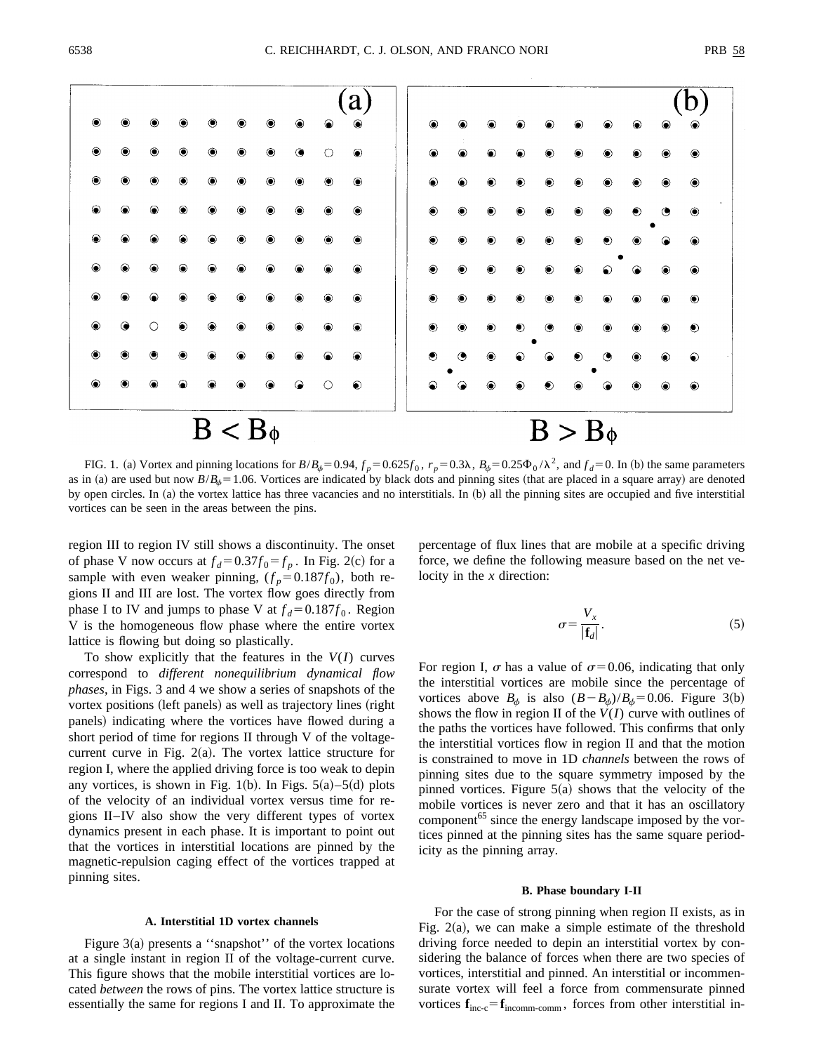FIG. 1. (a) Vortex and pinning locations for $B/B_\phi = 0.94$, $f_p = 0.625 f_0$, $r_p = 0.3\lambda$, $B_\phi = 0.25\Phi_0/\lambda^2$, and $f_d = 0$. In (b) the same parameters as in (a) are used but now $B/B_\phi = 1.06$. Vortices are indicated by black dots and pinning sites (that are placed in a square array) are denoted by open circles. In (a) the vortex lattice has three vacancies and no interstitials. In (b) all the pinning sites are occupied and five interstitial vortices can be seen in the areas between the pins.

region III to region IV still shows a discontinuity. The onset of phase V now occurs at $f_d = 0.37 f_0 = f_p$. In Fig. 2(c) for a sample with even weaker pinning, ($f_p = 0.187 f_0$), both regions II and III are lost. The vortex flow goes directly from phase I to IV and jumps to phase V at $f_d = 0.187 f_0$. Region V is the homogeneous flow phase where the entire vortex lattice is flowing but doing so plastically.

To show explicitly that the features in the $V(I)$ curves correspond to *different nonequilibrium dynamical flow phases*, in Figs. 3 and 4 we show a series of snapshots of the vortex positions (left panels) as well as trajectory lines (right panels) indicating where the vortices have flowed during a short period of time for regions II through V of the voltage-current curve in Fig. 2(a). The vortex lattice structure for region I, where the applied driving force is too weak to depin any vortices, is shown in Fig. 1(b). In Figs. 5(a)–5(d) plots of the velocity of an individual vortex versus time for regions II–IV also show the very different types of vortex dynamics present in each phase. It is important to point out that the vortices in interstitial locations are pinned by the magnetic-repulsion caging effect of the vortices trapped at pinning sites.

### A. Interstitial 1D vortex channels

Figure 3(a) presents a ''snapshot'' of the vortex locations at a single instant in region II of the voltage-current curve. This figure shows that the mobile interstitial vortices are located *between* the rows of pins. The vortex lattice structure is essentially the same for regions I and II. To approximate the percentage of flux lines that are mobile at a specific driving force, we define the following measure based on the net velocity in the $x$ direction:

$$\sigma = \frac{V_x}{|\mathbf{f}_d|}. \tag{5}$$

For region I, $\sigma$ has a value of $\sigma = 0.06$, indicating that only the interstitial vortices are mobile since the percentage of vortices above $B_\phi$ is also $(B - B_\phi)/B_\phi = 0.06$. Figure 3(b) shows the flow in region II of the $V(I)$ curve with outlines of the paths the vortices have followed. This confirms that only the interstitial vortices flow in region II and that the motion is constrained to move in 1D *channels* between the rows of pinning sites due to the square symmetry imposed by the pinned vortices. Figure 5(a) shows that the velocity of the mobile vortices is never zero and that it has an oscillatory component[65] since the energy landscape imposed by the vortices pinned at the pinning sites has the same square periodicity as the pinning array.

### B. Phase boundary I-II

For the case of strong pinning when region II exists, as in Fig. 2(a), we can make a simple estimate of the threshold driving force needed to depin an interstitial vortex by considering the balance of forces when there are two species of vortices, interstitial and pinned. An interstitial or incommensurate vortex will feel a force from commensurate pinned vortices $\mathbf{f}_{\text{inc-c}} = \mathbf{f}_{\text{incomm-comm}}$, forces from other interstitial in-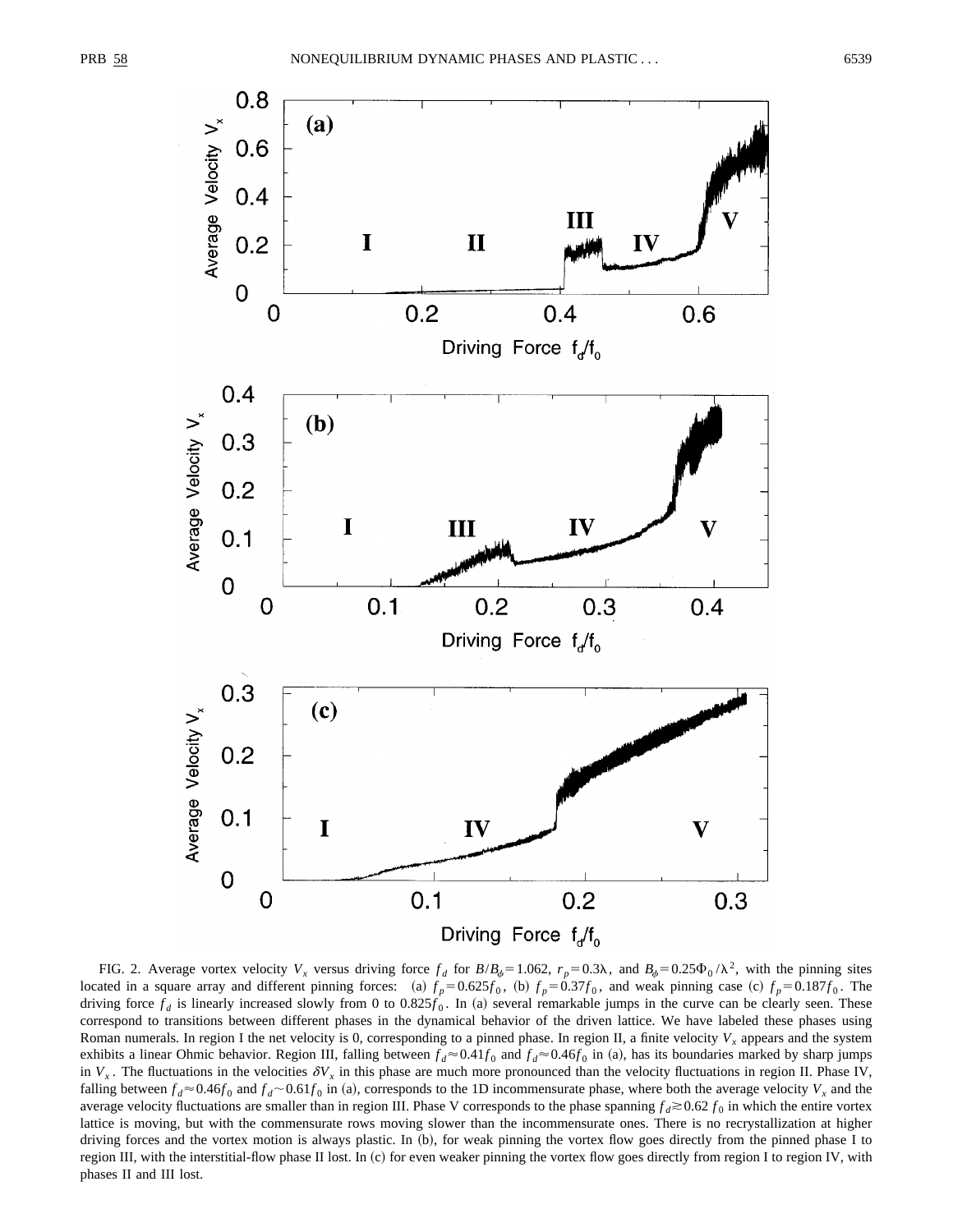FIG. 2. Average vortex velocity $V_x$ versus driving force $f_d$ for $B/B_\phi = 1.062$, $r_p = 0.3\lambda$, and $B_\phi = 0.25\Phi_0/\lambda^2$, with the pinning sites located in a square array and different pinning forces: (a) $f_p = 0.625 f_0$, (b) $f_p = 0.37 f_0$, and weak pinning case (c) $f_p = 0.187 f_0$. The driving force $f_d$ is linearly increased slowly from 0 to $0.825 f_0$. In (a) several remarkable jumps in the curve can be clearly seen. These correspond to transitions between different phases in the dynamical behavior of the driven lattice. We have labeled these phases using Roman numerals. In region I the net velocity is 0, corresponding to a pinned phase. In region II, a finite velocity $V_x$ appears and the system exhibits a linear Ohmic behavior. Region III, falling between $f_d \approx 0.41 f_0$ and $f_d \approx 0.46 f_0$ in (a), has its boundaries marked by sharp jumps in $V_x$. The fluctuations in the velocities $\delta V_x$ in this phase are much more pronounced than the velocity fluctuations in region II. Phase IV, falling between $f_d \approx 0.46 f_0$ and $f_d \sim 0.61 f_0$ in (a), corresponds to the 1D incommensurate phase, where both the average velocity $V_x$ and the average velocity fluctuations are smaller than in region III. Phase V corresponds to the phase spanning $f_d \gtrsim 0.62\, f_0$ in which the entire vortex lattice is moving, but with the commensurate rows moving slower than the incommensurate ones. There is no recrystallization at higher driving forces and the vortex motion is always plastic. In (b), for weak pinning the vortex flow goes directly from the pinned phase I to region III, with the interstitial-flow phase II lost. In (c) for even weaker pinning the vortex flow goes directly from region I to region IV, with phases II and III lost.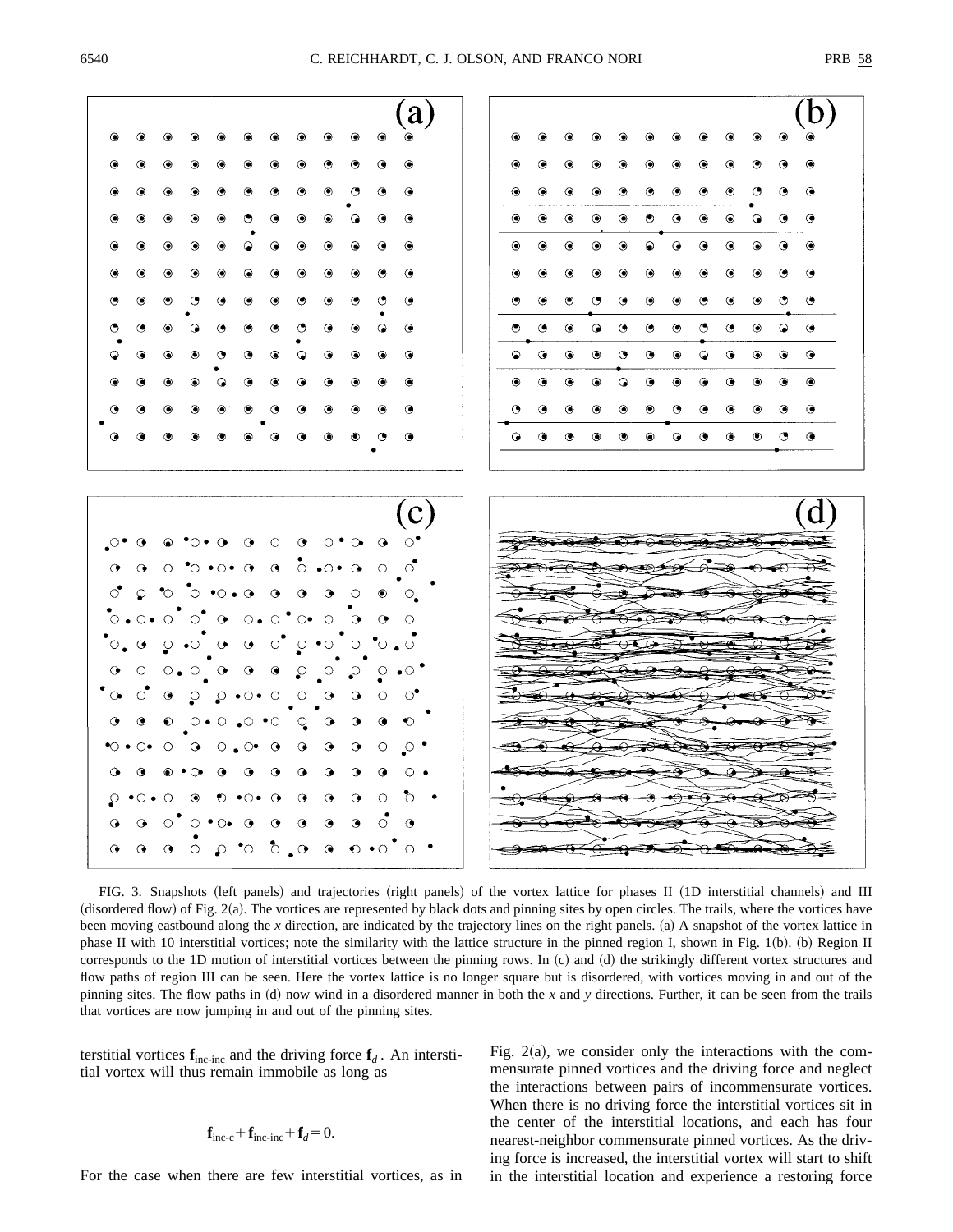FIG. 3. Snapshots (left panels) and trajectories (right panels) of the vortex lattice for phases II (1D interstitial channels) and III (disordered flow) of Fig. 2(a). The vortices are represented by black dots and pinning sites by open circles. The trails, where the vortices have been moving eastbound along the $x$ direction, are indicated by the trajectory lines on the right panels. (a) A snapshot of the vortex lattice in phase II with 10 interstitial vortices; note the similarity with the lattice structure in the pinned region I, shown in Fig. 1(b). (b) Region II corresponds to the 1D motion of interstitial vortices between the pinning rows. In (c) and (d) the strikingly different vortex structures and flow paths of region III can be seen. Here the vortex lattice is no longer square but is disordered, with vortices moving in and out of the pinning sites. The flow paths in (d) now wind in a disordered manner in both the $x$ and $y$ directions. Further, it can be seen from the trails that vortices are now jumping in and out of the pinning sites.

terstitial vortices $\mathbf{f}_{\text{inc-inc}}$ and the driving force $\mathbf{f}_d$. An interstitial vortex will thus remain immobile as long as

$$\mathbf{f}_{\text{inc-c}}+\mathbf{f}_{\text{inc-inc}}+\mathbf{f}_d=0.$$

For the case when there are few interstitial vortices, as in Fig. 2(a), we consider only the interactions with the commensurate pinned vortices and the driving force and neglect the interactions between pairs of incommensurate vortices. When there is no driving force the interstitial vortices sit in the center of the interstitial locations, and each has four nearest-neighbor commensurate pinned vortices. As the driving force is increased, the interstitial vortex will start to shift in the interstitial location and experience a restoring force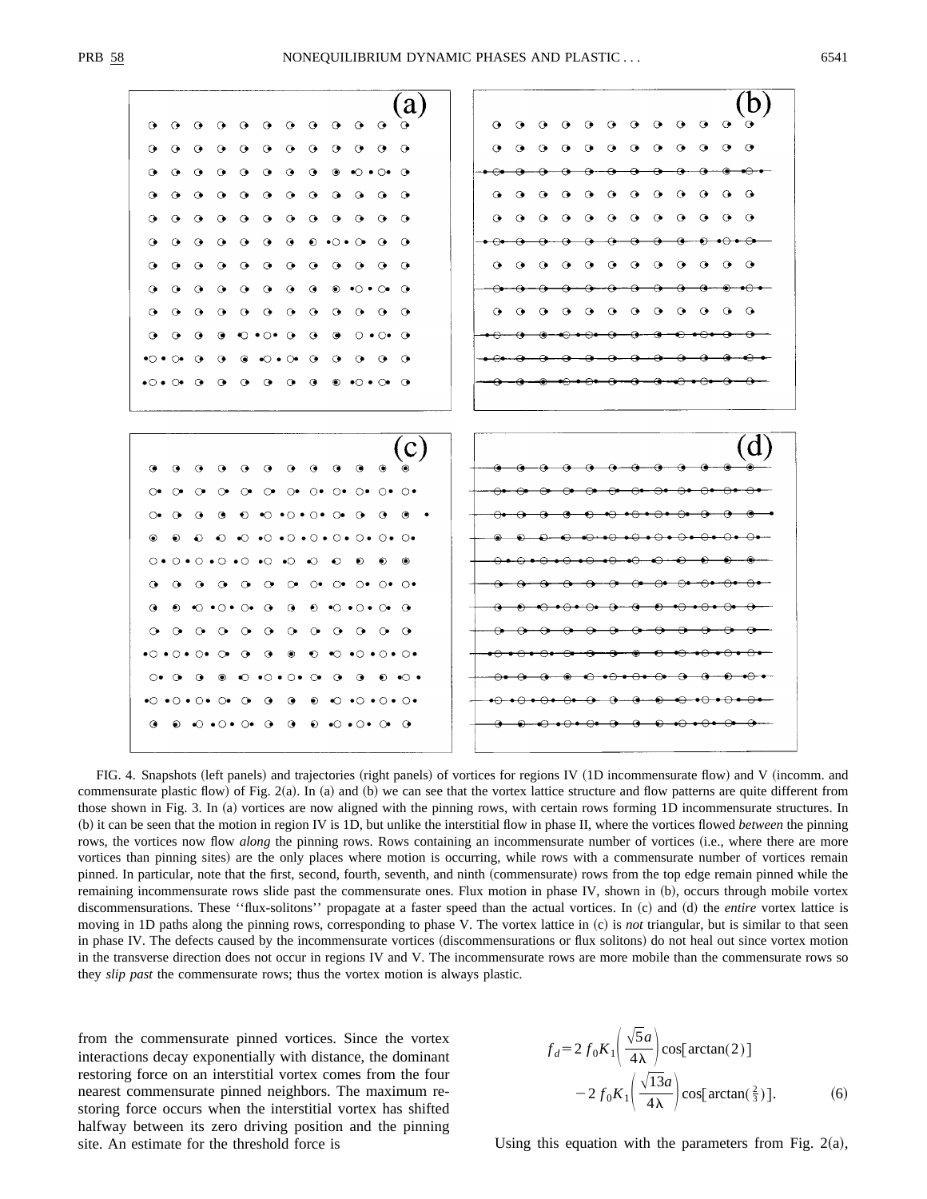FIG. 4. Snapshots (left panels) and trajectories (right panels) of vortices for regions IV (1D incommensurate flow) and V (incomm. and commensurate plastic flow) of Fig. 2(a). In (a) and (b) we can see that the vortex lattice structure and flow patterns are quite different from those shown in Fig. 3. In (a) vortices are now aligned with the pinning rows, with certain rows forming 1D incommensurate structures. In (b) it can be seen that the motion in region IV is 1D, but unlike the interstitial flow in phase II, where the vortices flowed *between* the pinning rows, the vortices now flow *along* the pinning rows. Rows containing an incommensurate number of vortices (i.e., where there are more vortices than pinning sites) are the only places where motion is occurring, while rows with a commensurate number of vortices remain pinned. In particular, note that the first, second, fourth, seventh, and ninth (commensurate) rows from the top edge remain pinned while the remaining incommensurate rows slide past the commensurate ones. Flux motion in phase IV, shown in (b), occurs through mobile vortex discommensurations. These ''flux-solitons'' propagate at a faster speed than the actual vortices. In (c) and (d) the *entire* vortex lattice is moving in 1D paths along the pinning rows, corresponding to phase V. The vortex lattice in (c) is *not* triangular, but is similar to that seen in phase IV. The defects caused by the incommensurate vortices (discommensurations or flux solitons) do not heal out since vortex motion in the transverse direction does not occur in regions IV and V. The incommensurate rows are more mobile than the commensurate rows so they *slip past* the commensurate rows; thus the vortex motion is always plastic.

from the commensurate pinned vortices. Since the vortex interactions decay exponentially with distance, the dominant restoring force on an interstitial vortex comes from the four nearest commensurate pinned neighbors. The maximum restoring force occurs when the interstitial vortex has shifted halfway between its zero driving position and the pinning site. An estimate for the threshold force is

$$f_d = 2\, f_0 K_1\!\left(\frac{\sqrt{5}a}{4\lambda}\right)\cos[\arctan(2)] - 2\, f_0 K_1\!\left(\frac{\sqrt{13}a}{4\lambda}\right)\cos[\arctan(\tfrac{2}{3})]. \tag{6}$$

Using this equation with the parameters from Fig. 2(a),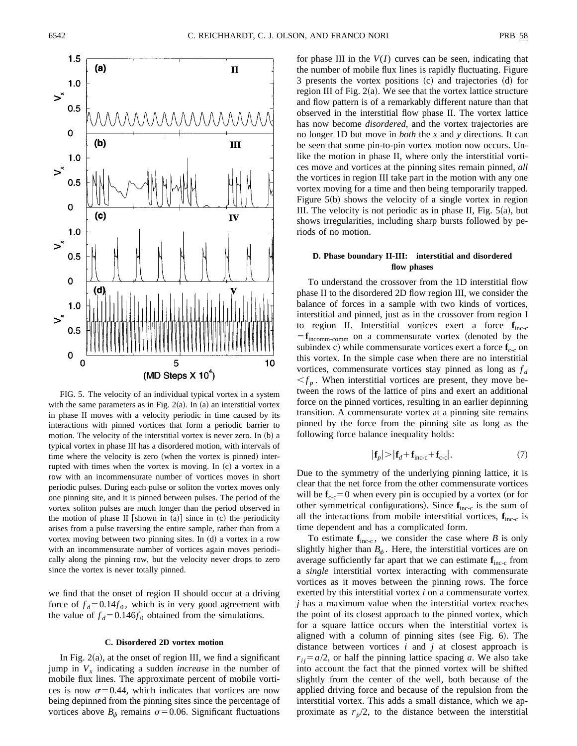FIG. 5. The velocity of an individual typical vortex in a system with the same parameters as in Fig. 2(a). In (a) an interstitial vortex in phase II moves with a velocity periodic in time caused by its interactions with pinned vortices that form a periodic barrier to motion. The velocity of the interstitial vortex is never zero. In (b) a typical vortex in phase III has a disordered motion, with intervals of time where the velocity is zero (when the vortex is pinned) interrupted with times when the vortex is moving. In (c) a vortex in a row with an incommensurate number of vortices moves in short periodic pulses. During each pulse or soliton the vortex moves only one pinning site, and it is pinned between pulses. The period of the vortex soliton pulses are much longer than the period observed in the motion of phase II [shown in (a)] since in (c) the periodicity arises from a pulse traversing the entire sample, rather than from a vortex moving between two pinning sites. In (d) a vortex in a row with an incommensurate number of vortices again moves periodically along the pinning row, but the velocity never drops to zero since the vortex is never totally pinned.

we find that the onset of region II should occur at a driving force of $f_d = 0.14 f_0$, which is in very good agreement with the value of $f_d = 0.146 f_0$ obtained from the simulations.

### C. Disordered 2D vortex motion

In Fig. 2(a), at the onset of region III, we find a significant jump in $V_x$ indicating a sudden *increase* in the number of mobile flux lines. The approximate percent of mobile vortices is now $\sigma = 0.44$, which indicates that vortices are now being depinned from the pinning sites since the percentage of vortices above $B_\phi$ remains $\sigma = 0.06$. Significant fluctuations for phase III in the $V(I)$ curves can be seen, indicating that the number of mobile flux lines is rapidly fluctuating. Figure 3 presents the vortex positions (c) and trajectories (d) for region III of Fig. 2(a). We see that the vortex lattice structure and flow pattern is of a remarkably different nature than that observed in the interstitial flow phase II. The vortex lattice has now become *disordered*, and the vortex trajectories are no longer 1D but move in *both* the $x$ and $y$ directions. It can be seen that some pin-to-pin vortex motion now occurs. Unlike the motion in phase II, where only the interstitial vortices move and vortices at the pinning sites remain pinned, *all* the vortices in region III take part in the motion with any one vortex moving for a time and then being temporarily trapped. Figure 5(b) shows the velocity of a single vortex in region III. The velocity is not periodic as in phase II, Fig. 5(a), but shows irregularities, including sharp bursts followed by periods of no motion.

### D. Phase boundary II-III: interstitial and disordered flow phases

To understand the crossover from the 1D interstitial flow phase II to the disordered 2D flow region III, we consider the balance of forces in a sample with two kinds of vortices, interstitial and pinned, just as in the crossover from region I to region II. Interstitial vortices exert a force $\mathbf{f}_{\text{inc-c}} = \mathbf{f}_{\text{incomm-comm}}$ on a commensurate vortex (denoted by the subindex c) while commensurate vortices exert a force $\mathbf{f}_{\text{c-c}}$ on this vortex. In the simple case when there are no interstitial vortices, commensurate vortices stay pinned as long as $f_d < f_p$. When interstitial vortices are present, they move between the rows of the lattice of pins and exert an additional force on the pinned vortices, resulting in an earlier depinning transition. A commensurate vortex at a pinning site remains pinned by the force from the pinning site as long as the following force balance inequality holds:

$$|\mathbf{f}_p| > |\mathbf{f}_d + \mathbf{f}_{\text{inc-c}} + \mathbf{f}_{\text{c-c}}|. \tag{7}$$

Due to the symmetry of the underlying pinning lattice, it is clear that the net force from the other commensurate vortices will be $\mathbf{f}_{\text{c-c}} = 0$ when every pin is occupied by a vortex (or for other symmetrical configurations). Since $\mathbf{f}_{\text{inc-c}}$ is the sum of all the interactions from mobile interstitial vortices, $\mathbf{f}_{\text{inc-c}}$ is time dependent and has a complicated form.

To estimate $\mathbf{f}_{\text{inc-c}}$, we consider the case where $B$ is only slightly higher than $B_\phi$. Here, the interstitial vortices are on average sufficiently far apart that we can estimate $\mathbf{f}_{\text{inc-c}}$ from a *single* interstitial vortex interacting with commensurate vortices as it moves between the pinning rows. The force exerted by this interstitial vortex $i$ on a commensurate vortex $j$ has a maximum value when the interstitial vortex reaches the point of its closest approach to the pinned vortex, which for a square lattice occurs when the interstitial vortex is aligned with a column of pinning sites (see Fig. 6). The distance between vortices $i$ and $j$ at closest approach is $r_{ij} = a/2$, or half the pinning lattice spacing $a$. We also take into account the fact that the pinned vortex will be shifted slightly from the center of the well, both because of the applied driving force and because of the repulsion from the interstitial vortex. This adds a small distance, which we approximate as $r_p/2$, to the distance between the interstitial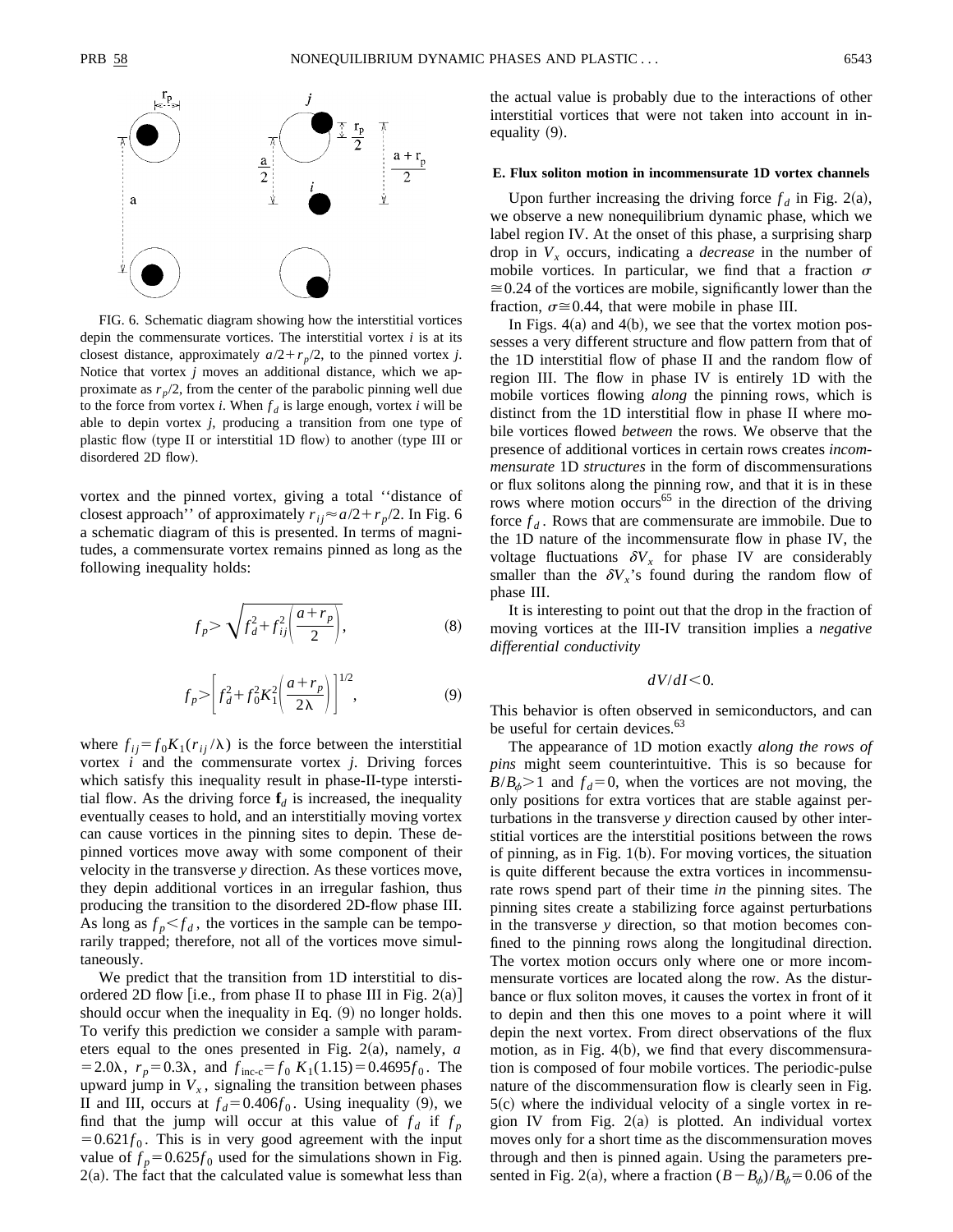FIG. 6. Schematic diagram showing how the interstitial vortices depin the commensurate vortices. The interstitial vortex $i$ is at its closest distance, approximately $a/2+r_p/2$, to the pinned vortex $j$. Notice that vortex $j$ moves an additional distance, which we approximate as $r_p/2$, from the center of the parabolic pinning well due to the force from vortex $i$. When $f_d$ is large enough, vortex $i$ will be able to depin vortex $j$, producing a transition from one type of plastic flow (type II or interstitial 1D flow) to another (type III or disordered 2D flow).

vortex and the pinned vortex, giving a total ''distance of closest approach'' of approximately $r_{ij}\approx a/2+r_p/2$. In Fig. 6 a schematic diagram of this is presented. In terms of magnitudes, a commensurate vortex remains pinned as long as the following inequality holds:

$$f_p > \sqrt{f_d^2 + f_{ij}^2\left(\frac{a+r_p}{2}\right)}, \tag{8}$$

$$f_p > \left[f_d^2 + f_0^2 K_1^2\left(\frac{a+r_p}{2\lambda}\right)\right]^{1/2}, \tag{9}$$

where $f_{ij}=f_0 K_1(r_{ij}/\lambda)$ is the force between the interstitial vortex $i$ and the commensurate vortex $j$. Driving forces which satisfy this inequality result in phase-II-type interstitial flow. As the driving force $\mathbf{f}_d$ is increased, the inequality eventually ceases to hold, and an interstitially moving vortex can cause vortices in the pinning sites to depin. These depinned vortices move away with some component of their velocity in the transverse $y$ direction. As these vortices move, they depin additional vortices in an irregular fashion, thus producing the transition to the disordered 2D-flow phase III. As long as $f_p < f_d$, the vortices in the sample can be temporarily trapped; therefore, not all of the vortices move simultaneously.

We predict that the transition from 1D interstitial to disordered 2D flow [i.e., from phase II to phase III in Fig. 2(a)] should occur when the inequality in Eq. (9) no longer holds. To verify this prediction we consider a sample with parameters equal to the ones presented in Fig. 2(a), namely, $a=2.0\lambda$, $r_p=0.3\lambda$, and $f_{\text{inc-c}}=f_0\, K_1(1.15)=0.4695f_0$. The upward jump in $V_x$, signaling the transition between phases II and III, occurs at $f_d=0.406f_0$. Using inequality (9), we find that the jump will occur at this value of $f_d$ if $f_p=0.621f_0$. This is in very good agreement with the input value of $f_p=0.625f_0$ used for the simulations shown in Fig. 2(a). The fact that the calculated value is somewhat less than the actual value is probably due to the interactions of other interstitial vortices that were not taken into account in inequality (9).

### E. Flux soliton motion in incommensurate 1D vortex channels

Upon further increasing the driving force $f_d$ in Fig. 2(a), we observe a new nonequilibrium dynamic phase, which we label region IV. At the onset of this phase, a surprising sharp drop in $V_x$ occurs, indicating a *decrease* in the number of mobile vortices. In particular, we find that a fraction $\sigma \cong 0.24$ of the vortices are mobile, significantly lower than the fraction, $\sigma\cong 0.44$, that were mobile in phase III.

In Figs. 4(a) and 4(b), we see that the vortex motion possesses a very different structure and flow pattern from that of the 1D interstitial flow of phase II and the random flow of region III. The flow in phase IV is entirely 1D with the mobile vortices flowing *along* the pinning rows, which is distinct from the 1D interstitial flow in phase II where mobile vortices flowed *between* the rows. We observe that the presence of additional vortices in certain rows creates *incommensurate* 1D *structures* in the form of discommensurations or flux solitons along the pinning row, and that it is in these rows where motion occurs[65] in the direction of the driving force $f_d$. Rows that are commensurate are immobile. Due to the 1D nature of the incommensurate flow in phase IV, the voltage fluctuations $\delta V_x$ for phase IV are considerably smaller than the $\delta V_x$'s found during the random flow of phase III.

It is interesting to point out that the drop in the fraction of moving vortices at the III-IV transition implies a *negative differential conductivity*

$$dV/dI<0.$$

This behavior is often observed in semiconductors, and can be useful for certain devices.[63]

The appearance of 1D motion exactly *along the rows of pins* might seem counterintuitive. This is so because for $B/B_\phi>1$ and $f_d=0$, when the vortices are not moving, the only positions for extra vortices that are stable against perturbations in the transverse $y$ direction caused by other interstitial vortices are the interstitial positions between the rows of pinning, as in Fig. 1(b). For moving vortices, the situation is quite different because the extra vortices in incommensurate rows spend part of their time *in* the pinning sites. The pinning sites create a stabilizing force against perturbations in the transverse $y$ direction, so that motion becomes confined to the pinning rows along the longitudinal direction. The vortex motion occurs only where one or more incommensurate vortices are located along the row. As the disturbance or flux soliton moves, it causes the vortex in front of it to depin and then this one moves to a point where it will depin the next vortex. From direct observations of the flux motion, as in Fig. 4(b), we find that every discommensuration is composed of four mobile vortices. The periodic-pulse nature of the discommensuration flow is clearly seen in Fig. 5(c) where the individual velocity of a single vortex in region IV from Fig. 2(a) is plotted. An individual vortex moves only for a short time as the discommensuration moves through and then is pinned again. Using the parameters presented in Fig. 2(a), where a fraction $(B-B_\phi)/B_\phi=0.06$ of the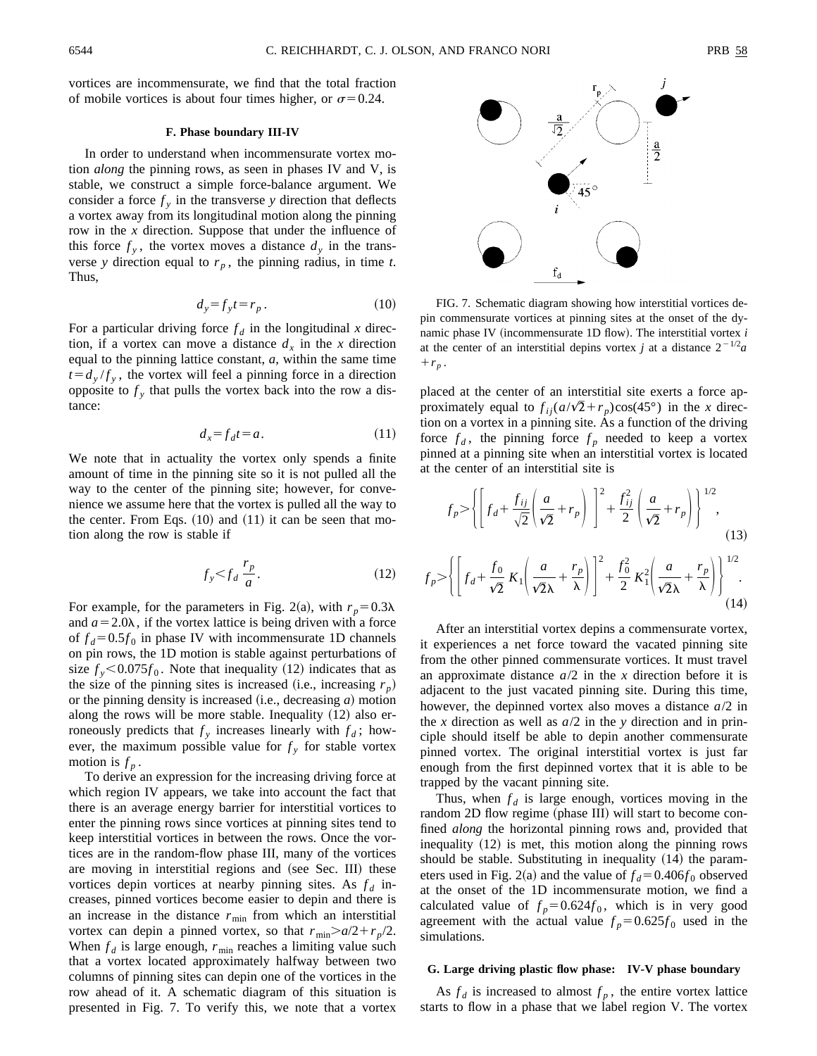vortices are incommensurate, we find that the total fraction of mobile vortices is about four times higher, or $\sigma = 0.24$.

### F. Phase boundary III-IV

In order to understand when incommensurate vortex motion *along* the pinning rows, as seen in phases IV and V, is stable, we construct a simple force-balance argument. We consider a force $f_y$ in the transverse $y$ direction that deflects a vortex away from its longitudinal motion along the pinning row in the $x$ direction. Suppose that under the influence of this force $f_y$, the vortex moves a distance $d_y$ in the transverse $y$ direction equal to $r_p$, the pinning radius, in time $t$. Thus,

$$d_y = f_y t = r_p . \tag{10}$$

For a particular driving force $f_d$ in the longitudinal $x$ direction, if a vortex can move a distance $d_x$ in the $x$ direction equal to the pinning lattice constant, $a$, within the same time $t = d_y / f_y$, the vortex will feel a pinning force in a direction opposite to $f_y$ that pulls the vortex back into the row a distance:

$$d_x = f_d t = a. \tag{11}$$

We note that in actuality the vortex only spends a finite amount of time in the pinning site so it is not pulled all the way to the center of the pinning site; however, for convenience we assume here that the vortex is pulled all the way to the center. From Eqs. (10) and (11) it can be seen that motion along the row is stable if

$$f_y < f_d \frac{r_p}{a}. \tag{12}$$

For example, for the parameters in Fig. 2(a), with $r_p = 0.3\lambda$ and $a = 2.0\lambda$, if the vortex lattice is being driven with a force of $f_d = 0.5 f_0$ in phase IV with incommensurate 1D channels on pin rows, the 1D motion is stable against perturbations of size $f_y < 0.075 f_0$. Note that inequality (12) indicates that as the size of the pinning sites is increased (i.e., increasing $r_p$) or the pinning density is increased (i.e., decreasing $a$) motion along the rows will be more stable. Inequality (12) also erroneously predicts that $f_y$ increases linearly with $f_d$; however, the maximum possible value for $f_y$ for stable vortex motion is $f_p$.

To derive an expression for the increasing driving force at which region IV appears, we take into account the fact that there is an average energy barrier for interstitial vortices to enter the pinning rows since vortices at pinning sites tend to keep interstitial vortices in between the rows. Once the vortices are in the random-flow phase III, many of the vortices are moving in interstitial regions and (see Sec. III) these vortices depin vortices at nearby pinning sites. As $f_d$ increases, pinned vortices become easier to depin and there is an increase in the distance $r_{\min}$ from which an interstitial vortex can depin a pinned vortex, so that $r_{\min} > a/2 + r_p/2$. When $f_d$ is large enough, $r_{\min}$ reaches a limiting value such that a vortex located approximately halfway between two columns of pinning sites can depin one of the vortices in the row ahead of it. A schematic diagram of this situation is presented in Fig. 7. To verify this, we note that a vortex

FIG. 7. Schematic diagram showing how interstitial vortices depin commensurate vortices at pinning sites at the onset of the dynamic phase IV (incommensurate 1D flow). The interstitial vortex $i$ at the center of an interstitial depins vortex $j$ at a distance $2^{-1/2}a + r_p$.

placed at the center of an interstitial site exerts a force approximately equal to $f_{ij}(a/\sqrt{2} + r_p)\cos(45°)$ in the $x$ direction on a vortex in a pinning site. As a function of the driving force $f_d$, the pinning force $f_p$ needed to keep a vortex pinned at a pinning site when an interstitial vortex is located at the center of an interstitial site is

$$f_p > \left\{ \left[ f_d + \frac{f_{ij}}{\sqrt{2}} \left( \frac{a}{\sqrt{2}} + r_p \right) \right]^2 + \frac{f_{ij}^2}{2} \left( \frac{a}{\sqrt{2}} + r_p \right) \right\}^{1/2}, \tag{13}$$

$$f_p > \left\{ \left[ f_d + \frac{f_0}{\sqrt{2}} K_1\!\left( \frac{a}{\sqrt{2}\lambda} + \frac{r_p}{\lambda} \right) \right]^2 + \frac{f_0^2}{2} K_1^2\!\left( \frac{a}{\sqrt{2}\lambda} + \frac{r_p}{\lambda} \right) \right\}^{1/2}. \tag{14}$$

After an interstitial vortex depins a commensurate vortex, it experiences a net force toward the vacated pinning site from the other pinned commensurate vortices. It must travel an approximate distance $a/2$ in the $x$ direction before it is adjacent to the just vacated pinning site. During this time, however, the depinned vortex also moves a distance $a/2$ in the $x$ direction as well as $a/2$ in the $y$ direction and in principle should itself be able to depin another commensurate pinned vortex. The original interstitial vortex is just far enough from the first depinned vortex that it is able to be trapped by the vacant pinning site.

Thus, when $f_d$ is large enough, vortices moving in the random 2D flow regime (phase III) will start to become confined *along* the horizontal pinning rows and, provided that inequality (12) is met, this motion along the pinning rows should be stable. Substituting in inequality (14) the parameters used in Fig. 2(a) and the value of $f_d = 0.406 f_0$ observed at the onset of the 1D incommensurate motion, we find a calculated value of $f_p = 0.624 f_0$, which is in very good agreement with the actual value $f_p = 0.625 f_0$ used in the simulations.

### G. Large driving plastic flow phase: IV-V phase boundary

As $f_d$ is increased to almost $f_p$, the entire vortex lattice starts to flow in a phase that we label region V. The vortex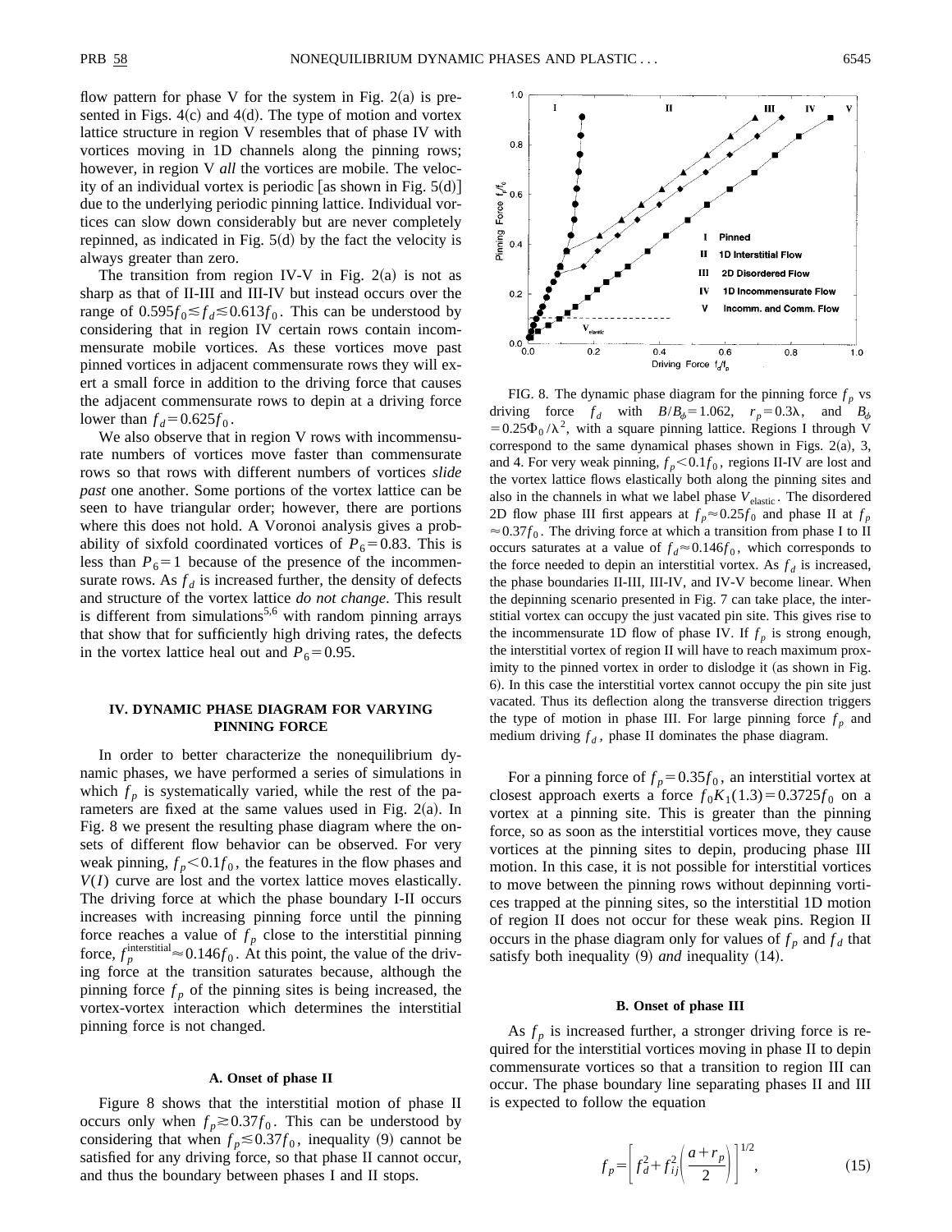flow pattern for phase V for the system in Fig. 2(a) is presented in Figs. 4(c) and 4(d). The type of motion and vortex lattice structure in region V resembles that of phase IV with vortices moving in 1D channels along the pinning rows; however, in region V *all* the vortices are mobile. The velocity of an individual vortex is periodic [as shown in Fig. 5(d)] due to the underlying periodic pinning lattice. Individual vortices can slow down considerably but are never completely repinned, as indicated in Fig. 5(d) by the fact the velocity is always greater than zero.

The transition from region IV-V in Fig. 2(a) is not as sharp as that of II-III and III-IV but instead occurs over the range of $0.595f_0 \lesssim f_d \lesssim 0.613f_0$. This can be understood by considering that in region IV certain rows contain incommensurate mobile vortices. As these vortices move past pinned vortices in adjacent commensurate rows they will exert a small force in addition to the driving force that causes the adjacent commensurate rows to depin at a driving force lower than $f_d = 0.625f_0$.

We also observe that in region V rows with incommensurate numbers of vortices move faster than commensurate rows so that rows with different numbers of vortices *slide past* one another. Some portions of the vortex lattice can be seen to have triangular order; however, there are portions where this does not hold. A Voronoi analysis gives a probability of sixfold coordinated vortices of $P_6 = 0.83$. This is less than $P_6 = 1$ because of the presence of the incommensurate rows. As $f_d$ is increased further, the density of defects and structure of the vortex lattice *do not change*. This result is different from simulations[5,6] with random pinning arrays that show that for sufficiently high driving rates, the defects in the vortex lattice heal out and $P_6 = 0.95$.

## IV. DYNAMIC PHASE DIAGRAM FOR VARYING PINNING FORCE

In order to better characterize the nonequilibrium dynamic phases, we have performed a series of simulations in which $f_p$ is systematically varied, while the rest of the parameters are fixed at the same values used in Fig. 2(a). In Fig. 8 we present the resulting phase diagram where the onsets of different flow behavior can be observed. For very weak pinning, $f_p < 0.1f_0$, the features in the flow phases and $V(I)$ curve are lost and the vortex lattice moves elastically. The driving force at which the phase boundary I-II occurs increases with increasing pinning force until the pinning force reaches a value of $f_p$ close to the interstitial pinning force, $f_p^{\text{interstitial}} \approx 0.146f_0$. At this point, the value of the driving force at the transition saturates because, although the pinning force $f_p$ of the pinning sites is being increased, the vortex-vortex interaction which determines the interstitial pinning force is not changed.

### A. Onset of phase II

Figure 8 shows that the interstitial motion of phase II occurs only when $f_p \gtrsim 0.37f_0$. This can be understood by considering that when $f_p \lesssim 0.37f_0$, inequality (9) cannot be satisfied for any driving force, so that phase II cannot occur, and thus the boundary between phases I and II stops.

FIG. 8. The dynamic phase diagram for the pinning force $f_p$ vs driving force $f_d$ with $B/B_\phi = 1.062$, $r_p = 0.3\lambda$, and $B_\phi = 0.25\Phi_0/\lambda^2$, with a square pinning lattice. Regions I through V correspond to the same dynamical phases shown in Figs. 2(a), 3, and 4. For very weak pinning, $f_p < 0.1f_0$, regions II-IV are lost and the vortex lattice flows elastically both along the pinning sites and also in the channels in what we label phase $V_{\text{elastic}}$. The disordered 2D flow phase III first appears at $f_p \approx 0.25f_0$ and phase II at $f_p \approx 0.37f_0$. The driving force at which a transition from phase I to II occurs saturates at a value of $f_d \approx 0.146f_0$, which corresponds to the force needed to depin an interstitial vortex. As $f_d$ is increased, the phase boundaries II-III, III-IV, and IV-V become linear. When the depinning scenario presented in Fig. 7 can take place, the interstitial vortex can occupy the just vacated pin site. This gives rise to the incommensurate 1D flow of phase IV. If $f_p$ is strong enough, the interstitial vortex of region II will have to reach maximum proximity to the pinned vortex in order to dislodge it (as shown in Fig. 6). In this case the interstitial vortex cannot occupy the pin site just vacated. Thus its deflection along the transverse direction triggers the type of motion in phase III. For large pinning force $f_p$ and medium driving $f_d$, phase II dominates the phase diagram.

For a pinning force of $f_p = 0.35f_0$, an interstitial vortex at closest approach exerts a force $f_0 K_1(1.3) = 0.3725f_0$ on a vortex at a pinning site. This is greater than the pinning force, so as soon as the interstitial vortices move, they cause vortices at the pinning sites to depin, producing phase III motion. In this case, it is not possible for interstitial vortices to move between the pinning rows without depinning vortices trapped at the pinning sites, so the interstitial 1D motion of region II does not occur for these weak pins. Region II occurs in the phase diagram only for values of $f_p$ and $f_d$ that satisfy both inequality (9) *and* inequality (14).

### B. Onset of phase III

As $f_p$ is increased further, a stronger driving force is required for the interstitial vortices moving in phase II to depin commensurate vortices so that a transition to region III can occur. The phase boundary line separating phases II and III is expected to follow the equation

$$f_p = \left[ f_d^2 + f_{ij}^2 \left( \frac{a + r_p}{2} \right) \right]^{1/2}, \tag{15}$$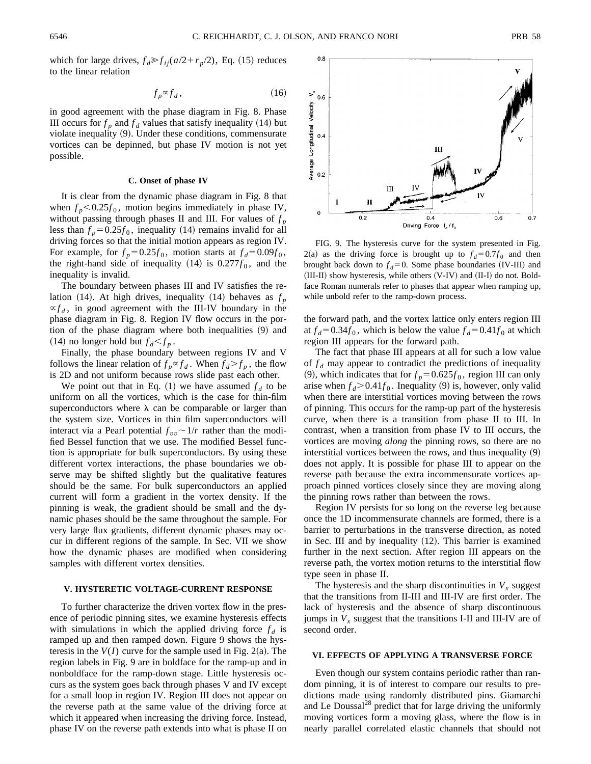which for large drives, $f_d \gg f_{ij}(a/2+r_p/2)$, Eq. (15) reduces to the linear relation

$$f_p \propto f_d, \tag{16}$$

in good agreement with the phase diagram in Fig. 8. Phase III occurs for $f_p$ and $f_d$ values that satisfy inequality (14) but violate inequality (9). Under these conditions, commensurate vortices can be depinned, but phase IV motion is not yet possible.

### C. Onset of phase IV

It is clear from the dynamic phase diagram in Fig. 8 that when $f_p < 0.25 f_0$, motion begins immediately in phase IV, without passing through phases II and III. For values of $f_p$ less than $f_p = 0.25 f_0$, inequality (14) remains invalid for all driving forces so that the initial motion appears as region IV. For example, for $f_p = 0.25 f_0$, motion starts at $f_d = 0.09 f_0$, the right-hand side of inequality (14) is $0.277 f_0$, and the inequality is invalid.

The boundary between phases III and IV satisfies the relation (14). At high drives, inequality (14) behaves as $f_p \propto f_d$, in good agreement with the III-IV boundary in the phase diagram in Fig. 8. Region IV flow occurs in the portion of the phase diagram where both inequalities (9) and (14) no longer hold but $f_d < f_p$.

Finally, the phase boundary between regions IV and V follows the linear relation of $f_p \propto f_d$. When $f_d > f_p$, the flow is 2D and not uniform because rows slide past each other.

We point out that in Eq. (1) we have assumed $f_d$ to be uniform on all the vortices, which is the case for thin-film superconductors where $\lambda$ can be comparable or larger than the system size. Vortices in thin film superconductors will interact via a Pearl potential $f_{vv} \sim 1/r$ rather than the modified Bessel function that we use. The modified Bessel function is appropriate for bulk superconductors. By using these different vortex interactions, the phase boundaries we observe may be shifted slightly but the qualitative features should be the same. For bulk superconductors an applied current will form a gradient in the vortex density. If the pinning is weak, the gradient should be small and the dynamic phases should be the same throughout the sample. For very large flux gradients, different dynamic phases may occur in different regions of the sample. In Sec. VII we show how the dynamic phases are modified when considering samples with different vortex densities.

## V. HYSTERETIC VOLTAGE-CURRENT RESPONSE

To further characterize the driven vortex flow in the presence of periodic pinning sites, we examine hysteresis effects with simulations in which the applied driving force $f_d$ is ramped up and then ramped down. Figure 9 shows the hysteresis in the $V(I)$ curve for the sample used in Fig. 2(a). The region labels in Fig. 9 are in boldface for the ramp-up and in nonboldface for the ramp-down stage. Little hysteresis occurs as the system goes back through phases V and IV except for a small loop in region IV. Region III does not appear on the reverse path at the same value of the driving force at which it appeared when increasing the driving force. Instead, phase IV on the reverse path extends into what is phase II on the forward path, and the vortex lattice only enters region III at $f_d = 0.34 f_0$, which is below the value $f_d = 0.41 f_0$ at which region III appears for the forward path.

FIG. 9. The hysteresis curve for the system presented in Fig. 2(a) as the driving force is brought up to $f_d = 0.7 f_0$ and then brought back down to $f_d = 0$. Some phase boundaries (IV-III) and (III-II) show hysteresis, while others (V-IV) and (II-I) do not. Boldface Roman numerals refer to phases that appear when ramping up, while unbold refer to the ramp-down process.

The fact that phase III appears at all for such a low value of $f_d$ may appear to contradict the predictions of inequality (9), which indicates that for $f_p = 0.625 f_0$, region III can only arise when $f_d > 0.41 f_0$. Inequality (9) is, however, only valid when there are interstitial vortices moving between the rows of pinning. This occurs for the ramp-up part of the hysteresis curve, when there is a transition from phase II to III. In contrast, when a transition from phase IV to III occurs, the vortices are moving *along* the pinning rows, so there are no interstitial vortices between the rows, and thus inequality (9) does not apply. It is possible for phase III to appear on the reverse path because the extra incommensurate vortices approach pinned vortices closely since they are moving along the pinning rows rather than between the rows.

Region IV persists for so long on the reverse leg because once the 1D incommensurate channels are formed, there is a barrier to perturbations in the transverse direction, as noted in Sec. III and by inequality (12). This barrier is examined further in the next section. After region III appears on the reverse path, the vortex motion returns to the interstitial flow type seen in phase II.

The hysteresis and the sharp discontinuities in $V_x$ suggest that the transitions from II-III and III-IV are first order. The lack of hysteresis and the absence of sharp discontinuous jumps in $V_x$ suggest that the transitions I-II and III-IV are of second order.

## VI. EFFECTS OF APPLYING A TRANSVERSE FORCE

Even though our system contains periodic rather than random pinning, it is of interest to compare our results to predictions made using randomly distributed pins. Giamarchi and Le Doussal[28] predict that for large driving the uniformly moving vortices form a moving glass, where the flow is in nearly parallel correlated elastic channels that should not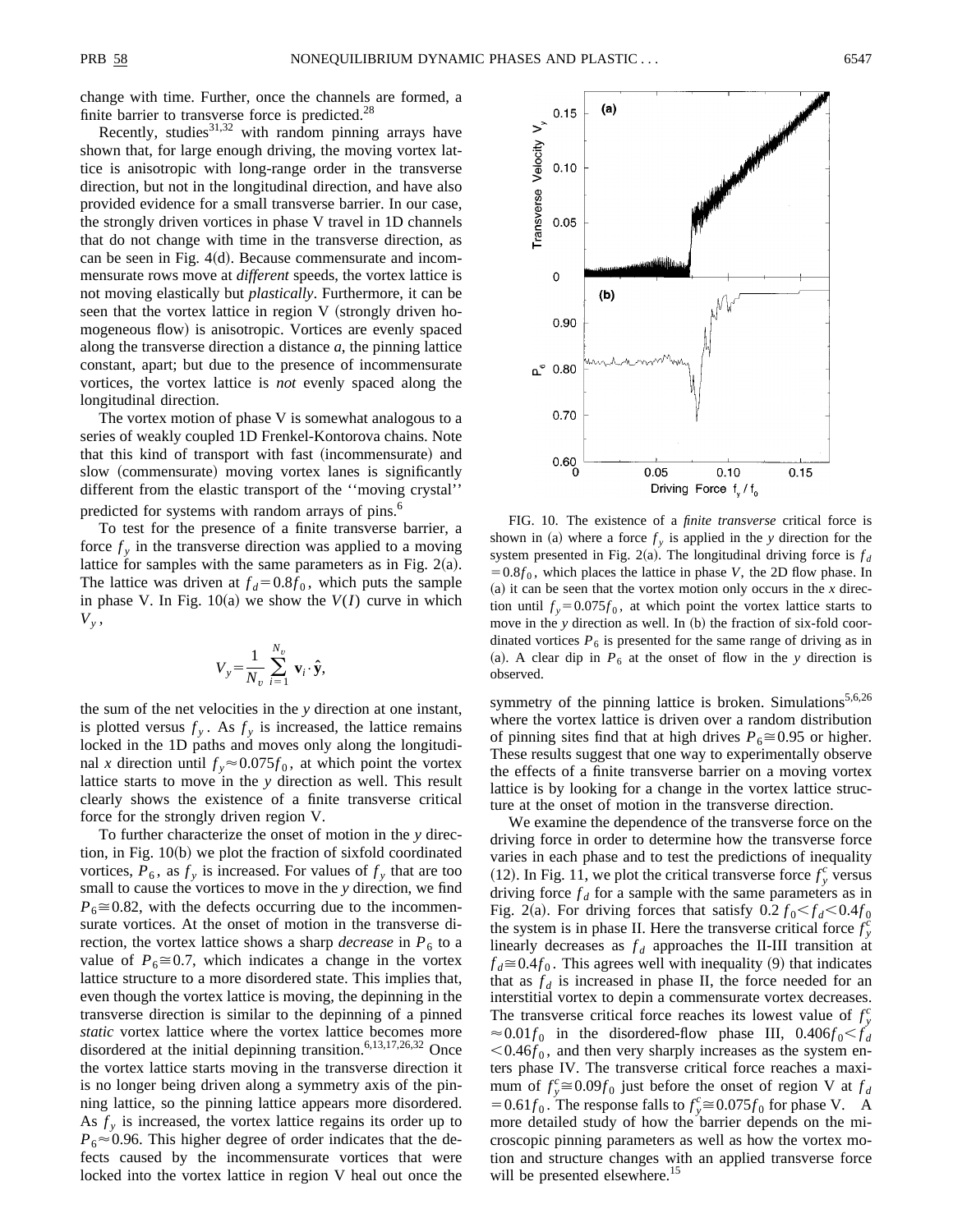change with time. Further, once the channels are formed, a finite barrier to transverse force is predicted.[28]

Recently, studies[31,32] with random pinning arrays have shown that, for large enough driving, the moving vortex lattice is anisotropic with long-range order in the transverse direction, but not in the longitudinal direction, and have also provided evidence for a small transverse barrier. In our case, the strongly driven vortices in phase V travel in 1D channels that do not change with time in the transverse direction, as can be seen in Fig. 4(d). Because commensurate and incommensurate rows move at *different* speeds, the vortex lattice is not moving elastically but *plastically*. Furthermore, it can be seen that the vortex lattice in region V (strongly driven homogeneous flow) is anisotropic. Vortices are evenly spaced along the transverse direction a distance $a$, the pinning lattice constant, apart; but due to the presence of incommensurate vortices, the vortex lattice is *not* evenly spaced along the longitudinal direction.

The vortex motion of phase V is somewhat analogous to a series of weakly coupled 1D Frenkel-Kontorova chains. Note that this kind of transport with fast (incommensurate) and slow (commensurate) moving vortex lanes is significantly different from the elastic transport of the ''moving crystal'' predicted for systems with random arrays of pins.[6]

To test for the presence of a finite transverse barrier, a force $f_y$ in the transverse direction was applied to a moving lattice for samples with the same parameters as in Fig. 2(a). The lattice was driven at $f_d=0.8f_0$, which puts the sample in phase V. In Fig. 10(a) we show the $V(I)$ curve in which $V_y$,

$$V_y=\frac{1}{N_v}\sum_{i=1}^{N_v}\mathbf{v}_i\cdot\hat{\mathbf{y}},$$

the sum of the net velocities in the $y$ direction at one instant, is plotted versus $f_y$. As $f_y$ is increased, the lattice remains locked in the 1D paths and moves only along the longitudinal $x$ direction until $f_y\approx 0.075f_0$, at which point the vortex lattice starts to move in the $y$ direction as well. This result clearly shows the existence of a finite transverse critical force for the strongly driven region V.

To further characterize the onset of motion in the $y$ direction, in Fig. 10(b) we plot the fraction of sixfold coordinated vortices, $P_6$, as $f_y$ is increased. For values of $f_y$ that are too small to cause the vortices to move in the $y$ direction, we find $P_6\cong 0.82$, with the defects occurring due to the incommensurate vortices. At the onset of motion in the transverse direction, the vortex lattice shows a sharp *decrease* in $P_6$ to a value of $P_6\cong 0.7$, which indicates a change in the vortex lattice structure to a more disordered state. This implies that, even though the vortex lattice is moving, the depinning in the transverse direction is similar to the depinning of a pinned *static* vortex lattice where the vortex lattice becomes more disordered at the initial depinning transition.[6,13,17,26,32] Once the vortex lattice starts moving in the transverse direction it is no longer being driven along a symmetry axis of the pinning lattice, so the pinning lattice appears more disordered. As $f_y$ is increased, the vortex lattice regains its order up to $P_6\approx 0.96$. This higher degree of order indicates that the defects caused by the incommensurate vortices that were locked into the vortex lattice in region V heal out once the symmetry of the pinning lattice is broken. Simulations[5,6,26] where the vortex lattice is driven over a random distribution of pinning sites find that at high drives $P_6\cong 0.95$ or higher. These results suggest that one way to experimentally observe the effects of a finite transverse barrier on a moving vortex lattice is by looking for a change in the vortex lattice structure at the onset of motion in the transverse direction.

FIG. 10. The existence of a *finite transverse* critical force is shown in (a) where a force $f_y$ is applied in the $y$ direction for the system presented in Fig. 2(a). The longitudinal driving force is $f_d=0.8f_0$, which places the lattice in phase $V$, the 2D flow phase. In (a) it can be seen that the vortex motion only occurs in the $x$ direction until $f_y=0.075f_0$, at which point the vortex lattice starts to move in the $y$ direction as well. In (b) the fraction of six-fold coordinated vortices $P_6$ is presented for the same range of driving as in (a). A clear dip in $P_6$ at the onset of flow in the $y$ direction is observed.

We examine the dependence of the transverse force on the driving force in order to determine how the transverse force varies in each phase and to test the predictions of inequality (12). In Fig. 11, we plot the critical transverse force $f_y^c$ versus driving force $f_d$ for a sample with the same parameters as in Fig. 2(a). For driving forces that satisfy $0.2f_0<f_d<0.4f_0$ the system is in phase II. Here the transverse critical force $f_y^c$ linearly decreases as $f_d$ approaches the II-III transition at $f_d\cong 0.4f_0$. This agrees well with inequality (9) that indicates that as $f_d$ is increased in phase II, the force needed for an interstitial vortex to depin a commensurate vortex decreases. The transverse critical force reaches its lowest value of $f_y^c\approx 0.01f_0$ in the disordered-flow phase III, $0.406f_0<f_d<0.46f_0$, and then very sharply increases as the system enters phase IV. The transverse critical force reaches a maximum of $f_y^c\cong 0.09f_0$ just before the onset of region V at $f_d=0.61f_0$. The response falls to $f_y^c\cong 0.075f_0$ for phase V. A more detailed study of how the barrier depends on the microscopic pinning parameters as well as how the vortex motion and structure changes with an applied transverse force will be presented elsewhere.[15]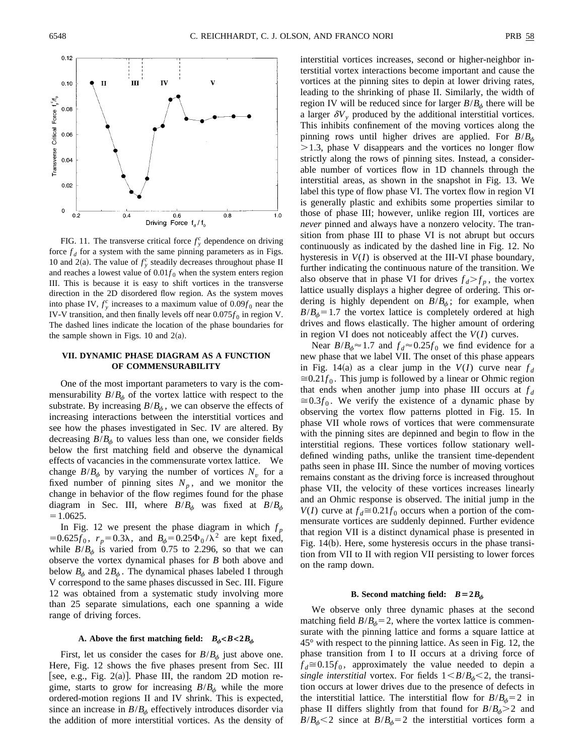FIG. 11. The transverse critical force $f_y^c$ dependence on driving force $f_d$ for a system with the same pinning parameters as in Figs. 10 and 2(a). The value of $f_y^c$ steadily decreases throughout phase II and reaches a lowest value of $0.01f_0$ when the system enters region III. This is because it is easy to shift vortices in the transverse direction in the 2D disordered flow region. As the system moves into phase IV, $f_y^c$ increases to a maximum value of $0.09f_0$ near the IV-V transition, and then finally levels off near $0.075f_0$ in region V. The dashed lines indicate the location of the phase boundaries for the sample shown in Figs. 10 and 2(a).

## VII. DYNAMIC PHASE DIAGRAM AS A FUNCTION OF COMMENSURABILITY

One of the most important parameters to vary is the commensurability $B/B_\phi$ of the vortex lattice with respect to the substrate. By increasing $B/B_\phi$, we can observe the effects of increasing interactions between the interstitial vortices and see how the phases investigated in Sec. IV are altered. By decreasing $B/B_\phi$ to values less than one, we consider fields below the first matching field and observe the dynamical effects of vacancies in the commensurate vortex lattice. We change $B/B_\phi$ by varying the number of vortices $N_v$ for a fixed number of pinning sites $N_p$, and we monitor the change in behavior of the flow regimes found for the phase diagram in Sec. III, where $B/B_\phi$ was fixed at $B/B_\phi = 1.0625$.

In Fig. 12 we present the phase diagram in which $f_p = 0.625f_0$, $r_p = 0.3\lambda$, and $B_\phi = 0.25\Phi_0/\lambda^2$ are kept fixed, while $B/B_\phi$ is varied from 0.75 to 2.296, so that we can observe the vortex dynamical phases for $B$ both above and below $B_\phi$ and $2B_\phi$. The dynamical phases labeled I through V correspond to the same phases discussed in Sec. III. Figure 12 was obtained from a systematic study involving more than 25 separate simulations, each one spanning a wide range of driving forces.

### A. Above the first matching field: $B_\phi < B < 2B_\phi$

First, let us consider the cases for $B/B_\phi$ just above one. Here, Fig. 12 shows the five phases present from Sec. III [see, e.g., Fig. 2(a)]. Phase III, the random 2D motion regime, starts to grow for increasing $B/B_\phi$ while the more ordered-motion regions II and IV shrink. This is expected, since an increase in $B/B_\phi$ effectively introduces disorder via the addition of more interstitial vortices. As the density of interstitial vortices increases, second or higher-neighbor interstitial vortex interactions become important and cause the vortices at the pinning sites to depin at lower driving rates, leading to the shrinking of phase II. Similarly, the width of region IV will be reduced since for larger $B/B_\phi$ there will be a larger $\delta V_y$ produced by the additional interstitial vortices. This inhibits confinement of the moving vortices along the pinning rows until higher drives are applied. For $B/B_\phi > 1.3$, phase V disappears and the vortices no longer flow strictly along the rows of pinning sites. Instead, a considerable number of vortices flow in 1D channels through the interstitial areas, as shown in the snapshot in Fig. 13. We label this type of flow phase VI. The vortex flow in region VI is generally plastic and exhibits some properties similar to those of phase III; however, unlike region III, vortices are *never* pinned and always have a nonzero velocity. The transition from phase III to phase VI is not abrupt but occurs continuously as indicated by the dashed line in Fig. 12. No hysteresis in $V(I)$ is observed at the III-VI phase boundary, further indicating the continuous nature of the transition. We also observe that in phase VI for drives $f_d > f_p$, the vortex lattice usually displays a higher degree of ordering. This ordering is highly dependent on $B/B_\phi$; for example, when $B/B_\phi = 1.7$ the vortex lattice is completely ordered at high drives and flows elastically. The higher amount of ordering in region VI does not noticeably affect the $V(I)$ curves.

Near $B/B_\phi \approx 1.7$ and $f_d \approx 0.25f_0$ we find evidence for a new phase that we label VII. The onset of this phase appears in Fig. 14(a) as a clear jump in the $V(I)$ curve near $f_d \cong 0.21f_0$. This jump is followed by a linear or Ohmic region that ends when another jump into phase III occurs at $f_d \cong 0.3f_0$. We verify the existence of a dynamic phase by observing the vortex flow patterns plotted in Fig. 15. In phase VII whole rows of vortices that were commensurate with the pinning sites are depinned and begin to flow in the interstitial regions. These vortices follow stationary well-defined winding paths, unlike the transient time-dependent paths seen in phase III. Since the number of moving vortices remains constant as the driving force is increased throughout phase VII, the velocity of these vortices increases linearly and an Ohmic response is observed. The initial jump in the $V(I)$ curve at $f_d \cong 0.21f_0$ occurs when a portion of the commensurate vortices are suddenly depinned. Further evidence that region VII is a distinct dynamical phase is presented in Fig. 14(b). Here, some hysteresis occurs in the phase transition from VII to II with region VII persisting to lower forces on the ramp down.

### B. Second matching field: $B = 2B_\phi$

We observe only three dynamic phases at the second matching field $B/B_\phi = 2$, where the vortex lattice is commensurate with the pinning lattice and forms a square lattice at 45° with respect to the pinning lattice. As seen in Fig. 12, the phase transition from I to II occurs at a driving force of $f_d \cong 0.15f_0$, approximately the value needed to depin a *single interstitial* vortex. For fields $1 < B/B_\phi < 2$, the transition occurs at lower drives due to the presence of defects in the interstitial lattice. The interstitial flow for $B/B_\phi = 2$ in phase II differs slightly from that found for $B/B_\phi > 2$ and $B/B_\phi < 2$ since at $B/B_\phi = 2$ the interstitial vortices form a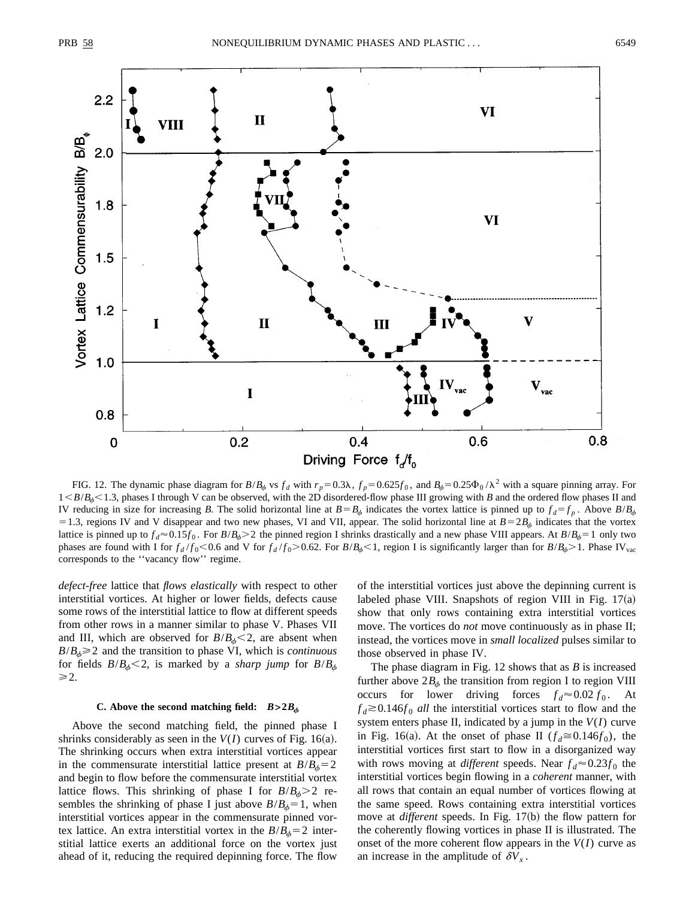FIG. 12. The dynamic phase diagram for $B/B_\phi$ vs $f_d$ with $r_p=0.3\lambda$, $f_p=0.625f_0$, and $B_\phi=0.25\Phi_0/\lambda^2$ with a square pinning array. For $1<B/B_\phi<1.3$, phases I through V can be observed, with the 2D disordered-flow phase III growing with $B$ and the ordered flow phases II and IV reducing in size for increasing $B$. The solid horizontal line at $B=B_\phi$ indicates the vortex lattice is pinned up to $f_d=f_p$. Above $B/B_\phi=1.3$, regions IV and V disappear and two new phases, VI and VII, appear. The solid horizontal line at $B=2B_\phi$ indicates that the vortex lattice is pinned up to $f_d\approx0.15f_0$. For $B/B_\phi>2$ the pinned region I shrinks drastically and a new phase VIII appears. At $B/B_\phi=1$ only two phases are found with I for $f_d/f_0<0.6$ and V for $f_d/f_0>0.62$. For $B/B_\phi<1$, region I is significantly larger than for $B/B_\phi>1$. Phase $\mathrm{IV_{vac}}$ corresponds to the ''vacancy flow'' regime.

*defect-free* lattice that *flows elastically* with respect to other interstitial vortices. At higher or lower fields, defects cause some rows of the interstitial lattice to flow at different speeds from other rows in a manner similar to phase V. Phases VII and III, which are observed for $B/B_\phi<2$, are absent when $B/B_\phi\geq2$ and the transition to phase VI, which is *continuous* for fields $B/B_\phi<2$, is marked by a *sharp jump* for $B/B_\phi\geq2$.

### C. Above the second matching field: $B>2B_\phi$

Above the second matching field, the pinned phase I shrinks considerably as seen in the $V(I)$ curves of Fig. 16(a). The shrinking occurs when extra interstitial vortices appear in the commensurate interstitial lattice present at $B/B_\phi=2$ and begin to flow before the commensurate interstitial vortex lattice flows. This shrinking of phase I for $B/B_\phi>2$ resembles the shrinking of phase I just above $B/B_\phi=1$, when interstitial vortices appear in the commensurate pinned vortex lattice. An extra interstitial vortex in the $B/B_\phi=2$ interstitial lattice exerts an additional force on the vortex just ahead of it, reducing the required depinning force. The flow of the interstitial vortices just above the depinning current is labeled phase VIII. Snapshots of region VIII in Fig. 17(a) show that only rows containing extra interstitial vortices move. The vortices do *not* move continuously as in phase II; instead, the vortices move in *small localized* pulses similar to those observed in phase IV.

The phase diagram in Fig. 12 shows that as $B$ is increased further above $2B_\phi$ the transition from region I to region VIII occurs for lower driving forces $f_d\approx0.02f_0$. At $f_d\gtrsim0.146f_0$ *all* the interstitial vortices start to flow and the system enters phase II, indicated by a jump in the $V(I)$ curve in Fig. 16(a). At the onset of phase II ($f_d\cong0.146f_0$), the interstitial vortices first start to flow in a disorganized way with rows moving at *different* speeds. Near $f_d\approx0.23f_0$ the interstitial vortices begin flowing in a *coherent* manner, with all rows that contain an equal number of vortices flowing at the same speed. Rows containing extra interstitial vortices move at *different* speeds. In Fig. 17(b) the flow pattern for the coherently flowing vortices in phase II is illustrated. The onset of the more coherent flow appears in the $V(I)$ curve as an increase in the amplitude of $\delta V_x$.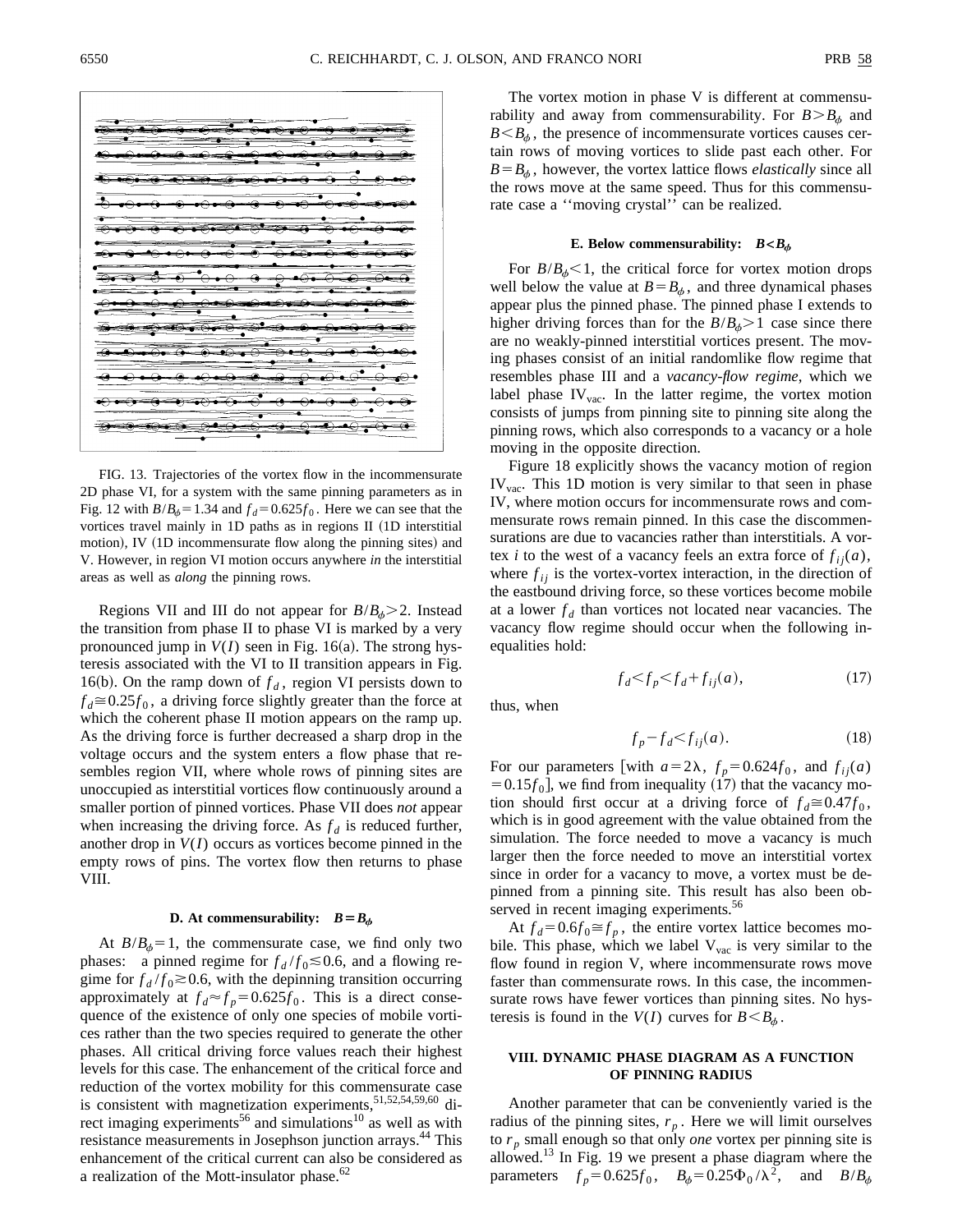FIG. 13. Trajectories of the vortex flow in the incommensurate 2D phase VI, for a system with the same pinning parameters as in Fig. 12 with $B/B_\phi = 1.34$ and $f_d = 0.625 f_0$. Here we can see that the vortices travel mainly in 1D paths as in regions II (1D interstitial motion), IV (1D incommensurate flow along the pinning sites) and V. However, in region VI motion occurs anywhere *in* the interstitial areas as well as *along* the pinning rows.

Regions VII and III do not appear for $B/B_\phi > 2$. Instead the transition from phase II to phase VI is marked by a very pronounced jump in $V(I)$ seen in Fig. 16(a). The strong hysteresis associated with the VI to II transition appears in Fig. 16(b). On the ramp down of $f_d$, region VI persists down to $f_d \cong 0.25 f_0$, a driving force slightly greater than the force at which the coherent phase II motion appears on the ramp up. As the driving force is further decreased a sharp drop in the voltage occurs and the system enters a flow phase that resembles region VII, where whole rows of pinning sites are unoccupied as interstitial vortices flow continuously around a smaller portion of pinned vortices. Phase VII does *not* appear when increasing the driving force. As $f_d$ is reduced further, another drop in $V(I)$ occurs as vortices become pinned in the empty rows of pins. The vortex flow then returns to phase VIII.

### D. At commensurability: $B = B_\phi$

At $B/B_\phi = 1$, the commensurate case, we find only two phases: a pinned regime for $f_d / f_0 \lesssim 0.6$, and a flowing regime for $f_d / f_0 \gtrsim 0.6$, with the depinning transition occurring approximately at $f_d \approx f_p = 0.625 f_0$. This is a direct consequence of the existence of only one species of mobile vortices rather than the two species required to generate the other phases. All critical driving force values reach their highest levels for this case. The enhancement of the critical force and reduction of the vortex mobility for this commensurate case is consistent with magnetization experiments,[51,52,54,59,60] direct imaging experiments[56] and simulations[10] as well as with resistance measurements in Josephson junction arrays.[44] This enhancement of the critical current can also be considered as a realization of the Mott-insulator phase.[62]

The vortex motion in phase V is different at commensurability and away from commensurability. For $B > B_\phi$ and $B < B_\phi$, the presence of incommensurate vortices causes certain rows of moving vortices to slide past each other. For $B = B_\phi$, however, the vortex lattice flows *elastically* since all the rows move at the same speed. Thus for this commensurate case a ''moving crystal'' can be realized.

### E. Below commensurability: $B < B_\phi$

For $B/B_\phi < 1$, the critical force for vortex motion drops well below the value at $B = B_\phi$, and three dynamical phases appear plus the pinned phase. The pinned phase I extends to higher driving forces than for the $B/B_\phi > 1$ case since there are no weakly-pinned interstitial vortices present. The moving phases consist of an initial randomlike flow regime that resembles phase III and a *vacancy-flow regime*, which we label phase $\mathrm{IV}_{\mathrm{vac}}$. In the latter regime, the vortex motion consists of jumps from pinning site to pinning site along the pinning rows, which also corresponds to a vacancy or a hole moving in the opposite direction.

Figure 18 explicitly shows the vacancy motion of region $\mathrm{IV}_{\mathrm{vac}}$. This 1D motion is very similar to that seen in phase IV, where motion occurs for incommensurate rows and commensurate rows remain pinned. In this case the discommensurations are due to vacancies rather than interstitials. A vortex $i$ to the west of a vacancy feels an extra force of $f_{ij}(a)$, where $f_{ij}$ is the vortex-vortex interaction, in the direction of the eastbound driving force, so these vortices become mobile at a lower $f_d$ than vortices not located near vacancies. The vacancy flow regime should occur when the following inequalities hold:

$$f_d < f_p < f_d + f_{ij}(a), \tag{17}$$

thus, when

$$f_p - f_d < f_{ij}(a). \tag{18}$$

For our parameters [with $a = 2\lambda$, $f_p = 0.624 f_0$, and $f_{ij}(a) = 0.15 f_0$], we find from inequality (17) that the vacancy motion should first occur at a driving force of $f_d \cong 0.47 f_0$, which is in good agreement with the value obtained from the simulation. The force needed to move a vacancy is much larger then the force needed to move an interstitial vortex since in order for a vacancy to move, a vortex must be depinned from a pinning site. This result has also been observed in recent imaging experiments.[56]

At $f_d = 0.6 f_0 \cong f_p$, the entire vortex lattice becomes mobile. This phase, which we label $\mathrm{V}_{\mathrm{vac}}$ is very similar to the flow found in region V, where incommensurate rows move faster than commensurate rows. In this case, the incommensurate rows have fewer vortices than pinning sites. No hysteresis is found in the $V(I)$ curves for $B < B_\phi$.

## VIII. DYNAMIC PHASE DIAGRAM AS A FUNCTION OF PINNING RADIUS

Another parameter that can be conveniently varied is the radius of the pinning sites, $r_p$. Here we will limit ourselves to $r_p$ small enough so that only *one* vortex per pinning site is allowed.[13] In Fig. 19 we present a phase diagram where the parameters $f_p = 0.625 f_0$, $B_\phi = 0.25 \Phi_0 / \lambda^2$, and $B/B_\phi$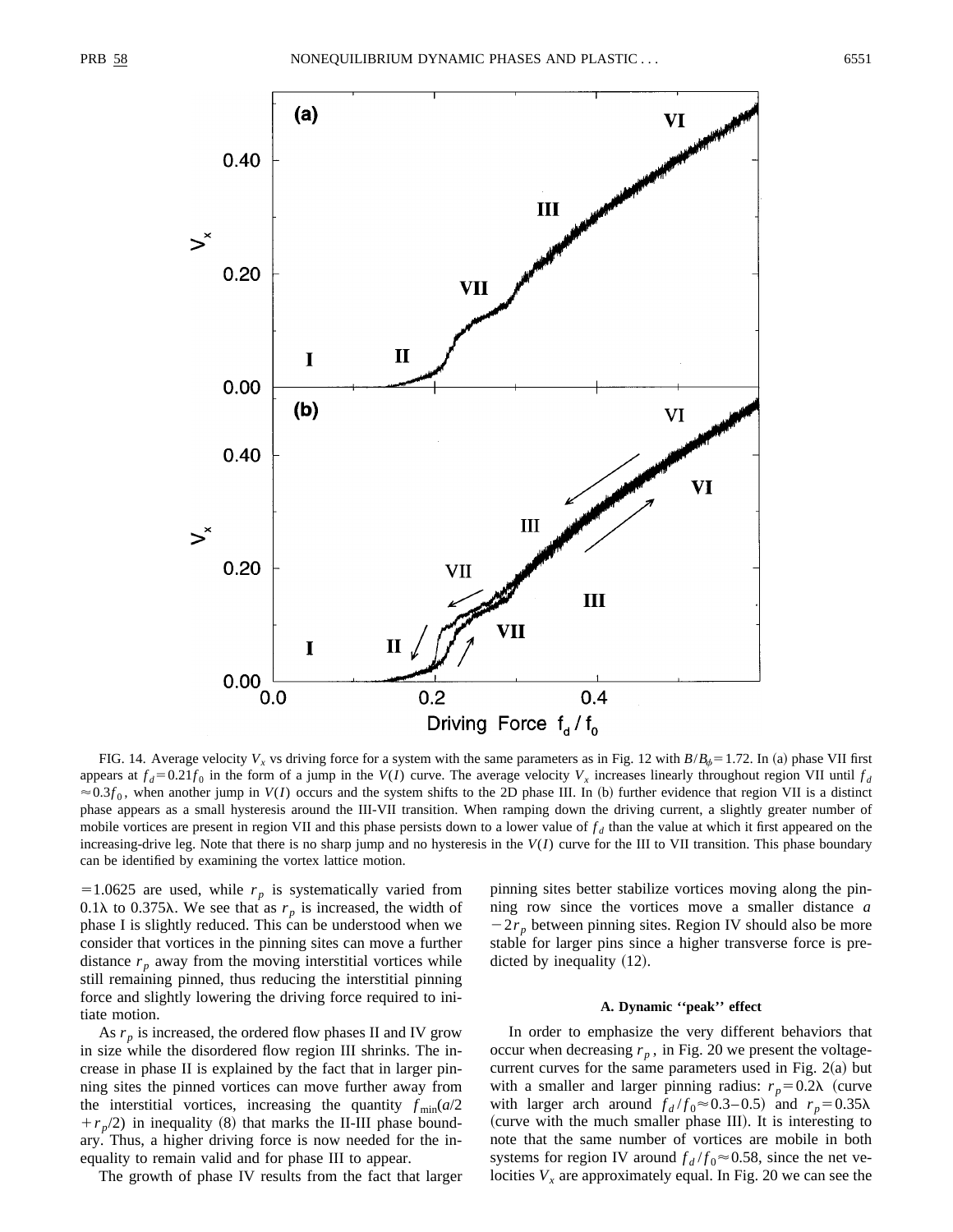FIG. 14. Average velocity $V_x$ vs driving force for a system with the same parameters as in Fig. 12 with $B/B_\phi = 1.72$. In (a) phase VII first appears at $f_d = 0.21 f_0$ in the form of a jump in the $V(I)$ curve. The average velocity $V_x$ increases linearly throughout region VII until $f_d \approx 0.3 f_0$, when another jump in $V(I)$ occurs and the system shifts to the 2D phase III. In (b) further evidence that region VII is a distinct phase appears as a small hysteresis around the III-VII transition. When ramping down the driving current, a slightly greater number of mobile vortices are present in region VII and this phase persists down to a lower value of $f_d$ than the value at which it first appeared on the increasing-drive leg. Note that there is no sharp jump and no hysteresis in the $V(I)$ curve for the III to VII transition. This phase boundary can be identified by examining the vortex lattice motion.

$=1.0625$ are used, while $r_p$ is systematically varied from $0.1\lambda$ to $0.375\lambda$. We see that as $r_p$ is increased, the width of phase I is slightly reduced. This can be understood when we consider that vortices in the pinning sites can move a further distance $r_p$ away from the moving interstitial vortices while still remaining pinned, thus reducing the interstitial pinning force and slightly lowering the driving force required to initiate motion.

As $r_p$ is increased, the ordered flow phases II and IV grow in size while the disordered flow region III shrinks. The increase in phase II is explained by the fact that in larger pinning sites the pinned vortices can move further away from the interstitial vortices, increasing the quantity $f_{\min}(a/2 + r_p/2)$ in inequality (8) that marks the II-III phase boundary. Thus, a higher driving force is now needed for the inequality to remain valid and for phase III to appear.

The growth of phase IV results from the fact that larger pinning sites better stabilize vortices moving along the pinning row since the vortices move a smaller distance $a - 2r_p$ between pinning sites. Region IV should also be more stable for larger pins since a higher transverse force is predicted by inequality (12).

### A. Dynamic ''peak'' effect

In order to emphasize the very different behaviors that occur when decreasing $r_p$, in Fig. 20 we present the voltage-current curves for the same parameters used in Fig. 2(a) but with a smaller and larger pinning radius: $r_p = 0.2\lambda$ (curve with larger arch around $f_d/f_0 \approx 0.3$–$0.5$) and $r_p = 0.35\lambda$ (curve with the much smaller phase III). It is interesting to note that the same number of vortices are mobile in both systems for region IV around $f_d/f_0 \approx 0.58$, since the net velocities $V_x$ are approximately equal. In Fig. 20 we can see the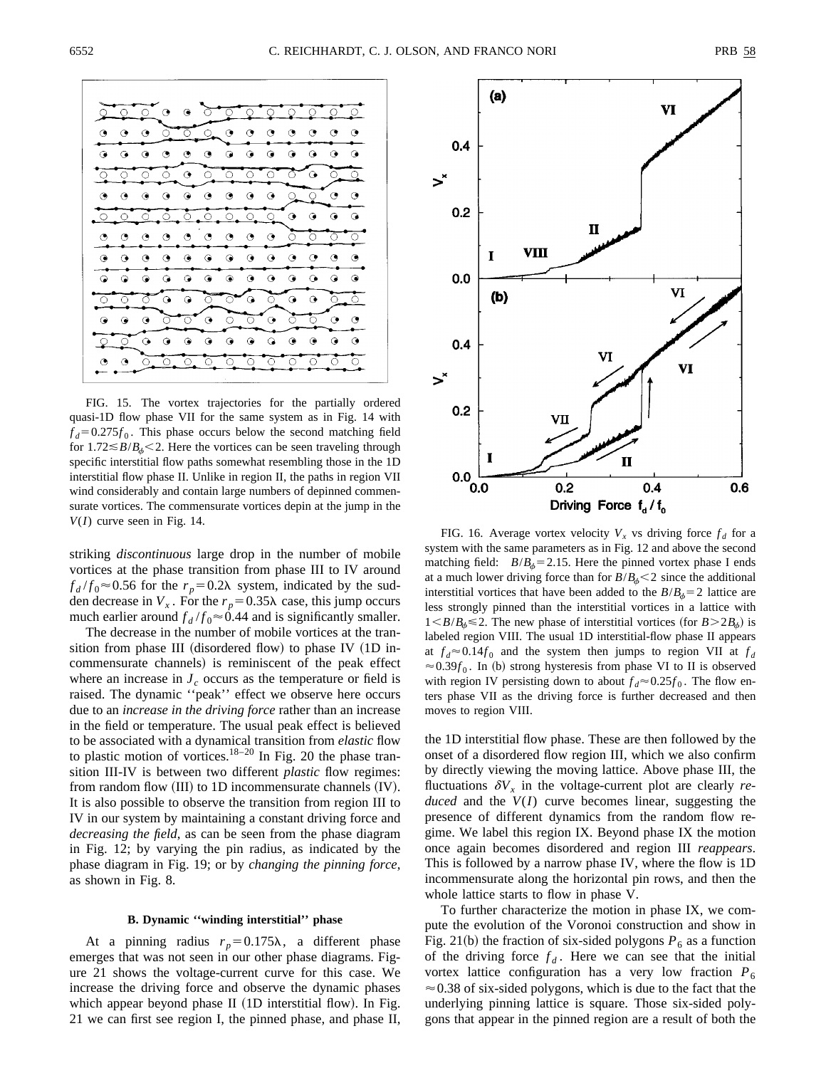FIG. 15. The vortex trajectories for the partially ordered quasi-1D flow phase VII for the same system as in Fig. 14 with $f_d = 0.275 f_0$. This phase occurs below the second matching field for $1.72 \lesssim B/B_\phi < 2$. Here the vortices can be seen traveling through specific interstitial flow paths somewhat resembling those in the 1D interstitial flow phase II. Unlike in region II, the paths in region VII wind considerably and contain large numbers of depinned commensurate vortices. The commensurate vortices depin at the jump in the $V(I)$ curve seen in Fig. 14.

striking *discontinuous* large drop in the number of mobile vortices at the phase transition from phase III to IV around $f_d/f_0 \approx 0.56$ for the $r_p = 0.2\lambda$ system, indicated by the sudden decrease in $V_x$. For the $r_p = 0.35\lambda$ case, this jump occurs much earlier around $f_d/f_0 \approx 0.44$ and is significantly smaller.

The decrease in the number of mobile vortices at the transition from phase III (disordered flow) to phase IV (1D incommensurate channels) is reminiscent of the peak effect where an increase in $J_c$ occurs as the temperature or field is raised. The dynamic ''peak'' effect we observe here occurs due to an *increase in the driving force* rather than an increase in the field or temperature. The usual peak effect is believed to be associated with a dynamical transition from *elastic* flow to plastic motion of vortices.[18–20] In Fig. 20 the phase transition III-IV is between two different *plastic* flow regimes: from random flow (III) to 1D incommensurate channels (IV). It is also possible to observe the transition from region III to IV in our system by maintaining a constant driving force and *decreasing the field*, as can be seen from the phase diagram in Fig. 12; by varying the pin radius, as indicated by the phase diagram in Fig. 19; or by *changing the pinning force*, as shown in Fig. 8.

### B. Dynamic ''winding interstitial'' phase

At a pinning radius $r_p = 0.175\lambda$, a different phase emerges that was not seen in our other phase diagrams. Figure 21 shows the voltage-current curve for this case. We increase the driving force and observe the dynamic phases which appear beyond phase II (1D interstitial flow). In Fig. 21 we can first see region I, the pinned phase, and phase II, the 1D interstitial flow phase. These are then followed by the onset of a disordered flow region III, which we also confirm by directly viewing the moving lattice. Above phase III, the fluctuations $\delta V_x$ in the voltage-current plot are clearly *reduced* and the $V(I)$ curve becomes linear, suggesting the presence of different dynamics from the random flow regime. We label this region IX. Beyond phase IX the motion once again becomes disordered and region III *reappears*. This is followed by a narrow phase IV, where the flow is 1D incommensurate along the horizontal pin rows, and then the whole lattice starts to flow in phase V.

To further characterize the motion in phase IX, we compute the evolution of the Voronoi construction and show in Fig. 21(b) the fraction of six-sided polygons $P_6$ as a function of the driving force $f_d$. Here we can see that the initial vortex lattice configuration has a very low fraction $P_6 \approx 0.38$ of six-sided polygons, which is due to the fact that the underlying pinning lattice is square. Those six-sided polygons that appear in the pinned region are a result of both the

FIG. 16. Average vortex velocity $V_x$ vs driving force $f_d$ for a system with the same parameters as in Fig. 12 and above the second matching field: $B/B_\phi = 2.15$. Here the pinned vortex phase I ends at a much lower driving force than for $B/B_\phi < 2$ since the additional interstitial vortices that have been added to the $B/B_\phi = 2$ lattice are less strongly pinned than the interstitial vortices in a lattice with $1 < B/B_\phi \leq 2$. The new phase of interstitial vortices (for $B > 2B_\phi$) is labeled region VIII. The usual 1D interstitial-flow phase II appears at $f_d \approx 0.14 f_0$ and the system then jumps to region VII at $f_d \approx 0.39 f_0$. In (b) strong hysteresis from phase VI to II is observed with region IV persisting down to about $f_d \approx 0.25 f_0$. The flow enters phase VII as the driving force is further decreased and then moves to region VIII.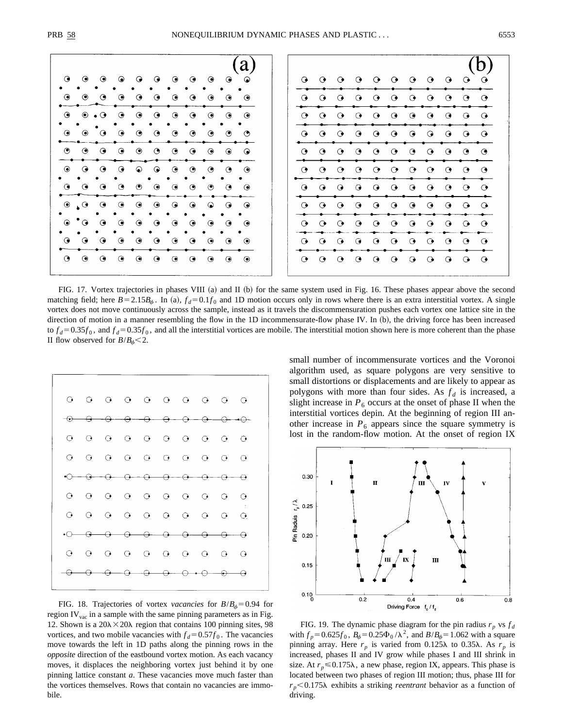FIG. 17. Vortex trajectories in phases VIII (a) and II (b) for the same system used in Fig. 16. These phases appear above the second matching field; here $B=2.15B_\phi$. In (a), $f_d=0.1f_0$ and 1D motion occurs only in rows where there is an extra interstitial vortex. A single vortex does not move continuously across the sample, instead as it travels the discommensuration pushes each vortex one lattice site in the direction of motion in a manner resembling the flow in the 1D incommensurate-flow phase IV. In (b), the driving force has been increased to $f_d=0.35f_0$, and $f_d=0.35f_0$, and all the interstitial vortices are mobile. The interstitial motion shown here is more coherent than the phase II flow observed for $B/B_\phi<2$.

FIG. 18. Trajectories of vortex *vacancies* for $B/B_\phi=0.94$ for region $IV_{vac}$ in a sample with the same pinning parameters as in Fig. 12. Shown is a $20\lambda\times20\lambda$ region that contains 100 pinning sites, 98 vortices, and two mobile vacancies with $f_d=0.57f_0$. The vacancies move towards the left in 1D paths along the pinning rows in the *opposite* direction of the eastbound vortex motion. As each vacancy moves, it displaces the neighboring vortex just behind it by one pinning lattice constant $a$. These vacancies move much faster than the vortices themselves. Rows that contain no vacancies are immobile.

small number of incommensurate vortices and the Voronoi algorithm used, as square polygons are very sensitive to small distortions or displacements and are likely to appear as polygons with more than four sides. As $f_d$ is increased, a slight increase in $P_6$ occurs at the onset of phase II when the interstitial vortices depin. At the beginning of region III another increase in $P_6$ appears since the square symmetry is lost in the random-flow motion. At the onset of region IX

FIG. 19. The dynamic phase diagram for the pin radius $r_p$ vs $f_d$ with $f_p=0.625f_0$, $B_\phi=0.25\Phi_0/\lambda^2$, and $B/B_\phi=1.062$ with a square pinning array. Here $r_p$ is varied from $0.125\lambda$ to $0.35\lambda$. As $r_p$ is increased, phases II and IV grow while phases I and III shrink in size. At $r_p\leq0.175\lambda$, a new phase, region IX, appears. This phase is located between two phases of region III motion; thus, phase III for $r_p<0.175\lambda$ exhibits a striking *reentrant* behavior as a function of driving.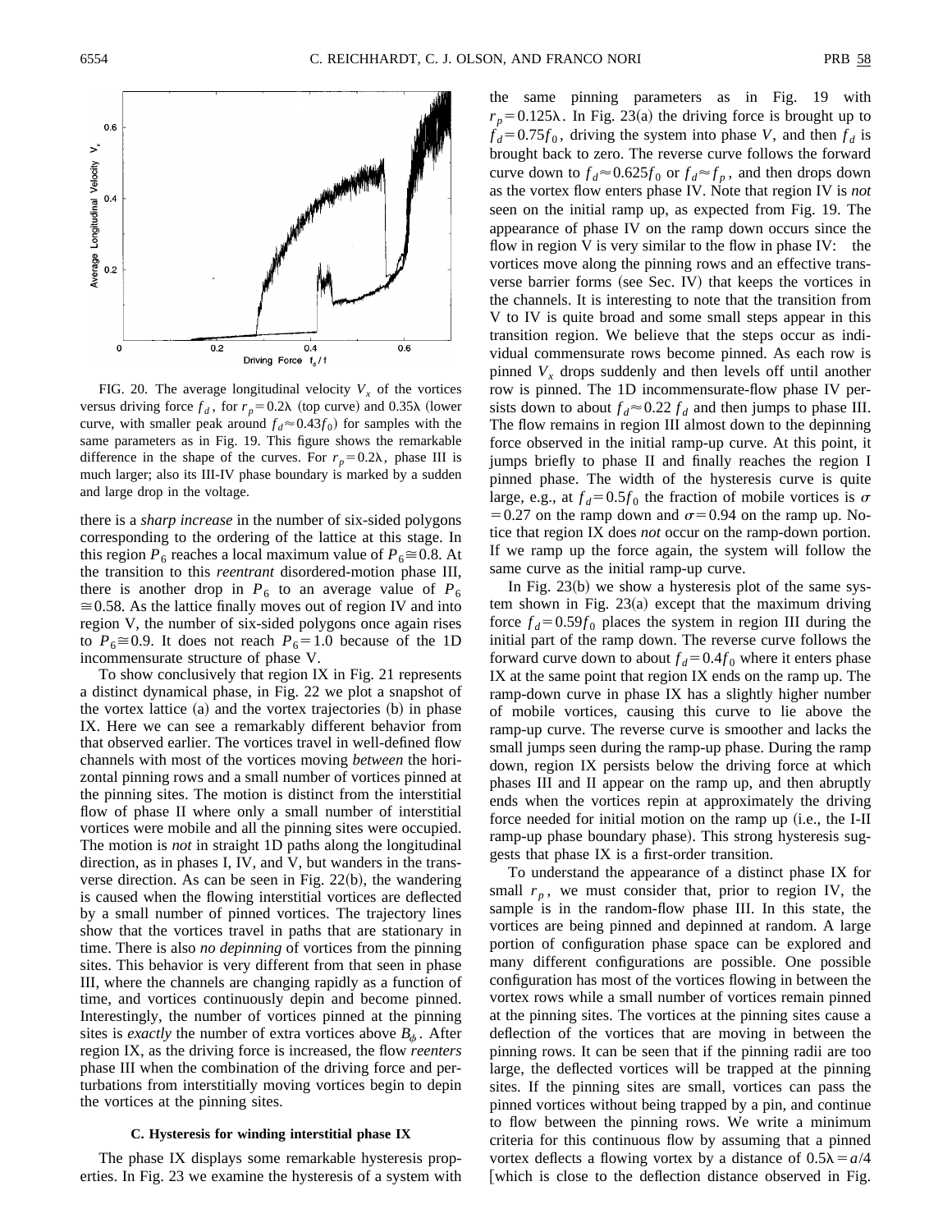Average Longitudinal Velocity $V_x$

0.6

0.4

0.2

0

0.2

0.4

0.6

Driving Force $f_d/f$

FIG. 20. The average longitudinal velocity $V_x$ of the vortices versus driving force $f_d$, for $r_p=0.2\lambda$ (top curve) and $0.35\lambda$ (lower curve, with smaller peak around $f_d \approx 0.43 f_0$) for samples with the same parameters as in Fig. 19. This figure shows the remarkable difference in the shape of the curves. For $r_p=0.2\lambda$, phase III is much larger; also its III-IV phase boundary is marked by a sudden and large drop in the voltage.

there is a *sharp increase* in the number of six-sided polygons corresponding to the ordering of the lattice at this stage. In this region $P_6$ reaches a local maximum value of $P_6 \cong 0.8$. At the transition to this *reentrant* disordered-motion phase III, there is another drop in $P_6$ to an average value of $P_6 \cong 0.58$. As the lattice finally moves out of region IV and into region V, the number of six-sided polygons once again rises to $P_6 \cong 0.9$. It does not reach $P_6 = 1.0$ because of the 1D incommensurate structure of phase V.

To show conclusively that region IX in Fig. 21 represents a distinct dynamical phase, in Fig. 22 we plot a snapshot of the vortex lattice (a) and the vortex trajectories (b) in phase IX. Here we can see a remarkably different behavior from that observed earlier. The vortices travel in well-defined flow channels with most of the vortices moving *between* the horizontal pinning rows and a small number of vortices pinned at the pinning sites. The motion is distinct from the interstitial flow of phase II where only a small number of interstitial vortices were mobile and all the pinning sites were occupied. The motion is *not* in straight 1D paths along the longitudinal direction, as in phases I, IV, and V, but wanders in the transverse direction. As can be seen in Fig. 22(b), the wandering is caused when the flowing interstitial vortices are deflected by a small number of pinned vortices. The trajectory lines show that the vortices travel in paths that are stationary in time. There is also *no depinning* of vortices from the pinning sites. This behavior is very different from that seen in phase III, where the channels are changing rapidly as a function of time, and vortices continuously depin and become pinned. Interestingly, the number of vortices pinned at the pinning sites is *exactly* the number of extra vortices above $B_\phi$. After region IX, as the driving force is increased, the flow *reenters* phase III when the combination of the driving force and perturbations from interstitially moving vortices begin to depin the vortices at the pinning sites.

### C. Hysteresis for winding interstitial phase IX

The phase IX displays some remarkable hysteresis properties. In Fig. 23 we examine the hysteresis of a system with the same pinning parameters as in Fig. 19 with $r_p=0.125\lambda$. In Fig. 23(a) the driving force is brought up to $f_d=0.75 f_0$, driving the system into phase *V*, and then $f_d$ is brought back to zero. The reverse curve follows the forward curve down to $f_d \approx 0.625 f_0$ or $f_d \approx f_p$, and then drops down as the vortex flow enters phase IV. Note that region IV is *not* seen on the initial ramp up, as expected from Fig. 19. The appearance of phase IV on the ramp down occurs since the flow in region V is very similar to the flow in phase IV: the vortices move along the pinning rows and an effective transverse barrier forms (see Sec. IV) that keeps the vortices in the channels. It is interesting to note that the transition from V to IV is quite broad and some small steps appear in this transition region. We believe that the steps occur as individual commensurate rows become pinned. As each row is pinned $V_x$ drops suddenly and then levels off until another row is pinned. The 1D incommensurate-flow phase IV persists down to about $f_d \approx 0.22\, f_d$ and then jumps to phase III. The flow remains in region III almost down to the depinning force observed in the initial ramp-up curve. At this point, it jumps briefly to phase II and finally reaches the region I pinned phase. The width of the hysteresis curve is quite large, e.g., at $f_d=0.5 f_0$ the fraction of mobile vortices is $\sigma = 0.27$ on the ramp down and $\sigma=0.94$ on the ramp up. Notice that region IX does *not* occur on the ramp-down portion. If we ramp up the force again, the system will follow the same curve as the initial ramp-up curve.

In Fig. 23(b) we show a hysteresis plot of the same system shown in Fig. 23(a) except that the maximum driving force $f_d=0.59 f_0$ places the system in region III during the initial part of the ramp down. The reverse curve follows the forward curve down to about $f_d=0.4 f_0$ where it enters phase IX at the same point that region IX ends on the ramp up. The ramp-down curve in phase IX has a slightly higher number of mobile vortices, causing this curve to lie above the ramp-up curve. The reverse curve is smoother and lacks the small jumps seen during the ramp-up phase. During the ramp down, region IX persists below the driving force at which phases III and II appear on the ramp up, and then abruptly ends when the vortices repin at approximately the driving force needed for initial motion on the ramp up (i.e., the I-II ramp-up phase boundary phase). This strong hysteresis suggests that phase IX is a first-order transition.

To understand the appearance of a distinct phase IX for small $r_p$, we must consider that, prior to region IV, the sample is in the random-flow phase III. In this state, the vortices are being pinned and depinned at random. A large portion of configuration phase space can be explored and many different configurations are possible. One possible configuration has most of the vortices flowing in between the vortex rows while a small number of vortices remain pinned at the pinning sites. The vortices at the pinning sites cause a deflection of the vortices that are moving in between the pinning rows. It can be seen that if the pinning radii are too large, the deflected vortices will be trapped at the pinning sites. If the pinning sites are small, vortices can pass the pinned vortices without being trapped by a pin, and continue to flow between the pinning rows. We write a minimum criteria for this continuous flow by assuming that a pinned vortex deflects a flowing vortex by a distance of $0.5\lambda = a/4$ [which is close to the deflection distance observed in Fig.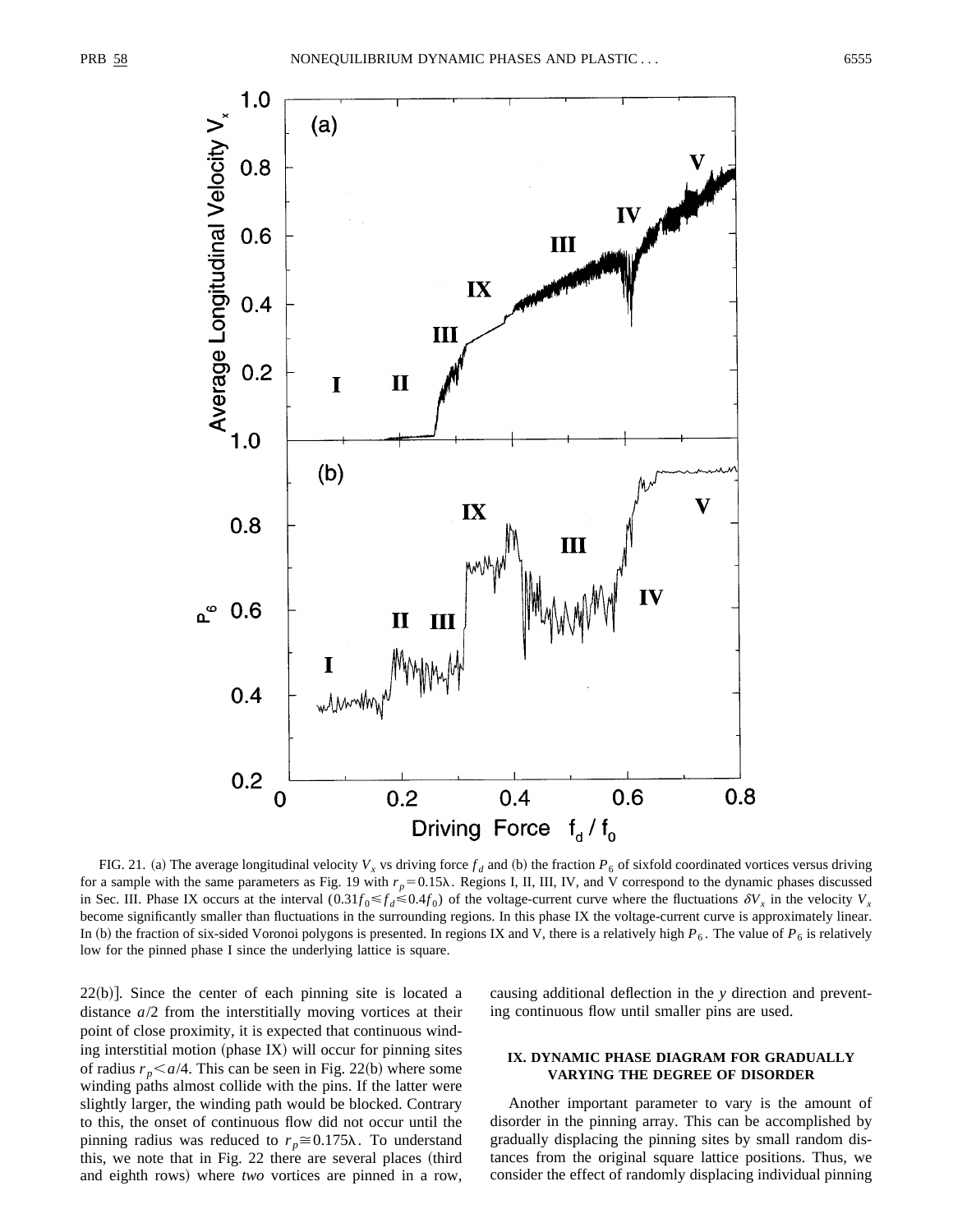FIG. 21. (a) The average longitudinal velocity $V_x$ vs driving force $f_d$ and (b) the fraction $P_6$ of sixfold coordinated vortices versus driving for a sample with the same parameters as Fig. 19 with $r_p = 0.15\lambda$. Regions I, II, III, IV, and V correspond to the dynamic phases discussed in Sec. III. Phase IX occurs at the interval $(0.31f_0 \leq f_d \leq 0.4f_0)$ of the voltage-current curve where the fluctuations $\delta V_x$ in the velocity $V_x$ become significantly smaller than fluctuations in the surrounding regions. In this phase IX the voltage-current curve is approximately linear. In (b) the fraction of six-sided Voronoi polygons is presented. In regions IX and V, there is a relatively high $P_6$. The value of $P_6$ is relatively low for the pinned phase I since the underlying lattice is square.

22(b)]. Since the center of each pinning site is located a distance $a/2$ from the interstitially moving vortices at their point of close proximity, it is expected that continuous winding interstitial motion (phase IX) will occur for pinning sites of radius $r_p < a/4$. This can be seen in Fig. 22(b) where some winding paths almost collide with the pins. If the latter were slightly larger, the winding path would be blocked. Contrary to this, the onset of continuous flow did not occur until the pinning radius was reduced to $r_p \cong 0.175\lambda$. To understand this, we note that in Fig. 22 there are several places (third and eighth rows) where *two* vortices are pinned in a row, causing additional deflection in the $y$ direction and preventing continuous flow until smaller pins are used.

## IX. DYNAMIC PHASE DIAGRAM FOR GRADUALLY VARYING THE DEGREE OF DISORDER

Another important parameter to vary is the amount of disorder in the pinning array. This can be accomplished by gradually displacing the pinning sites by small random distances from the original square lattice positions. Thus, we consider the effect of randomly displacing individual pinning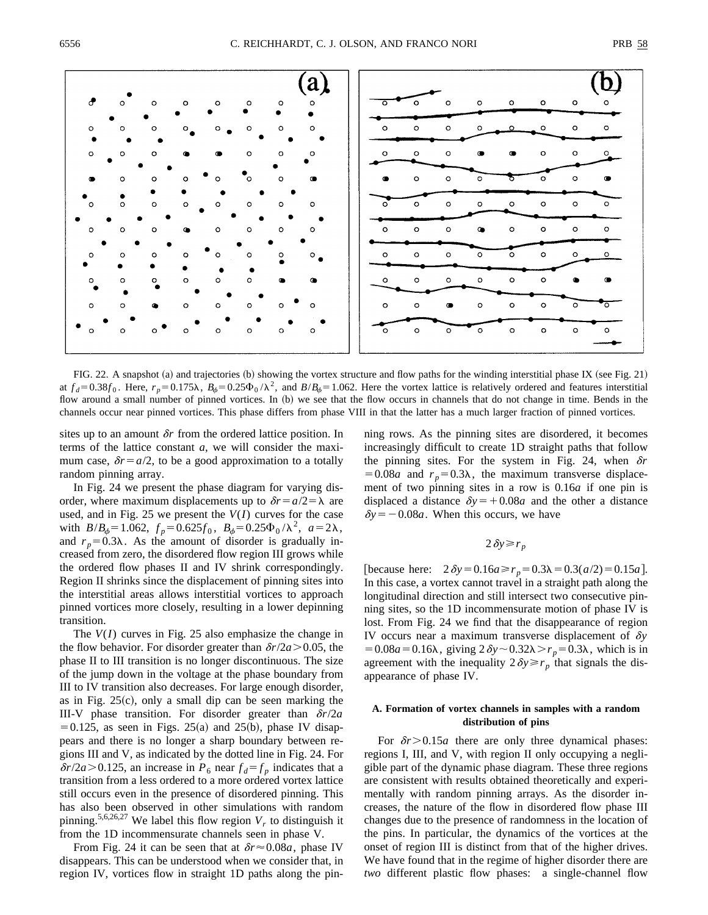FIG. 22. A snapshot (a) and trajectories (b) showing the vortex structure and flow paths for the winding interstitial phase IX (see Fig. 21) at $f_d = 0.38 f_0$. Here, $r_p = 0.175\lambda$, $B_\phi = 0.25\Phi_0/\lambda^2$, and $B/B_\phi = 1.062$. Here the vortex lattice is relatively ordered and features interstitial flow around a small number of pinned vortices. In (b) we see that the flow occurs in channels that do not change in time. Bends in the channels occur near pinned vortices. This phase differs from phase VIII in that the latter has a much larger fraction of pinned vortices.

sites up to an amount $\delta r$ from the ordered lattice position. In terms of the lattice constant $a$, we will consider the maximum case, $\delta r = a/2$, to be a good approximation to a totally random pinning array.

In Fig. 24 we present the phase diagram for varying disorder, where maximum displacements up to $\delta r = a/2 = \lambda$ are used, and in Fig. 25 we present the $V(I)$ curves for the case with $B/B_\phi = 1.062$, $f_p = 0.625 f_0$, $B_\phi = 0.25\Phi_0/\lambda^2$, $a = 2\lambda$, and $r_p = 0.3\lambda$. As the amount of disorder is gradually increased from zero, the disordered flow region III grows while the ordered flow phases II and IV shrink correspondingly. Region II shrinks since the displacement of pinning sites into the interstitial areas allows interstitial vortices to approach pinned vortices more closely, resulting in a lower depinning transition.

The $V(I)$ curves in Fig. 25 also emphasize the change in the flow behavior. For disorder greater than $\delta r/2a > 0.05$, the phase II to III transition is no longer discontinuous. The size of the jump down in the voltage at the phase boundary from III to IV transition also decreases. For large enough disorder, as in Fig. 25(c), only a small dip can be seen marking the III-V phase transition. For disorder greater than $\delta r/2a = 0.125$, as seen in Figs. 25(a) and 25(b), phase IV disappears and there is no longer a sharp boundary between regions III and V, as indicated by the dotted line in Fig. 24. For $\delta r/2a > 0.125$, an increase in $P_6$ near $f_d = f_p$ indicates that a transition from a less ordered to a more ordered vortex lattice still occurs even in the presence of disordered pinning. This has also been observed in other simulations with random pinning.[5,6,26,27] We label this flow region $V_r$ to distinguish it from the 1D incommensurate channels seen in phase V.

From Fig. 24 it can be seen that at $\delta r \approx 0.08a$, phase IV disappears. This can be understood when we consider that, in region IV, vortices flow in straight 1D paths along the pinning rows. As the pinning sites are disordered, it becomes increasingly difficult to create 1D straight paths that follow the pinning sites. For the system in Fig. 24, when $\delta r = 0.08a$ and $r_p = 0.3\lambda$, the maximum transverse displacement of two pinning sites in a row is $0.16a$ if one pin is displaced a distance $\delta y = +0.08a$ and the other a distance $\delta y = -0.08a$. When this occurs, we have

$$2\,\delta y \geqslant r_p$$

[because here: $2\,\delta y = 0.16a \geqslant r_p = 0.3\lambda = 0.3(a/2) = 0.15a$]. In this case, a vortex cannot travel in a straight path along the longitudinal direction and still intersect two consecutive pinning sites, so the 1D incommensurate motion of phase IV is lost. From Fig. 24 we find that the disappearance of region IV occurs near a maximum transverse displacement of $\delta y = 0.08a = 0.16\lambda$, giving $2\,\delta y \sim 0.32\lambda > r_p = 0.3\lambda$, which is in agreement with the inequality $2\,\delta y \geqslant r_p$ that signals the disappearance of phase IV.

### A. Formation of vortex channels in samples with a random distribution of pins

For $\delta r > 0.15a$ there are only three dynamical phases: regions I, III, and V, with region II only occupying a negligible part of the dynamic phase diagram. These three regions are consistent with results obtained theoretically and experimentally with random pinning arrays. As the disorder increases, the nature of the flow in disordered flow phase III changes due to the presence of randomness in the location of the pins. In particular, the dynamics of the vortices at the onset of region III is distinct from that of the higher drives. We have found that in the regime of higher disorder there are *two* different plastic flow phases: a single-channel flow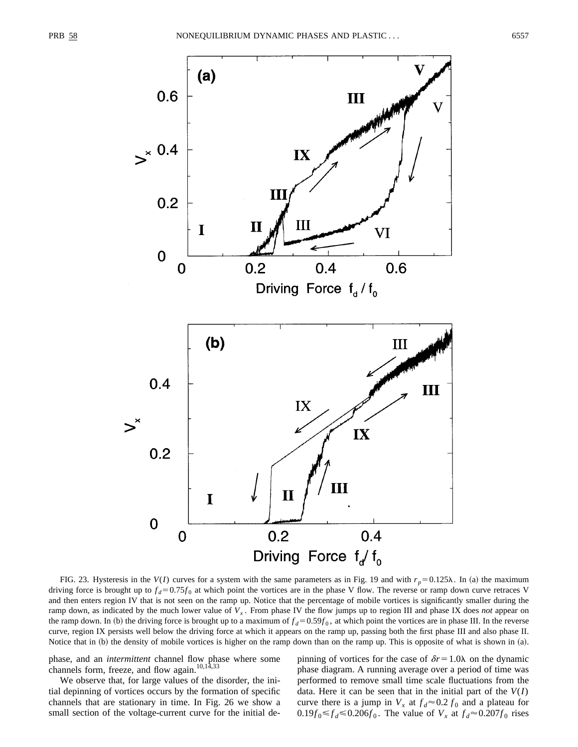FIG. 23. Hysteresis in the $V(I)$ curves for a system with the same parameters as in Fig. 19 and with $r_p = 0.125\lambda$. In (a) the maximum driving force is brought up to $f_d = 0.75 f_0$ at which point the vortices are in the phase V flow. The reverse or ramp down curve retraces V and then enters region IV that is not seen on the ramp up. Notice that the percentage of mobile vortices is significantly smaller during the ramp down, as indicated by the much lower value of $V_x$. From phase IV the flow jumps up to region III and phase IX does *not* appear on the ramp down. In (b) the driving force is brought up to a maximum of $f_d = 0.59 f_0$, at which point the vortices are in phase III. In the reverse curve, region IX persists well below the driving force at which it appears on the ramp up, passing both the first phase III and also phase II. Notice that in (b) the density of mobile vortices is higher on the ramp down than on the ramp up. This is opposite of what is shown in (a).

phase, and an *intermittent* channel flow phase where some channels form, freeze, and flow again.[10,14,33]

We observe that, for large values of the disorder, the initial depinning of vortices occurs by the formation of specific channels that are stationary in time. In Fig. 26 we show a small section of the voltage-current curve for the initial depinning of vortices for the case of $\delta r = 1.0\lambda$ on the dynamic phase diagram. A running average over a period of time was performed to remove small time scale fluctuations from the data. Here it can be seen that in the initial part of the $V(I)$ curve there is a jump in $V_x$ at $f_d \approx 0.2\, f_0$ and a plateau for $0.19 f_0 \leqslant f_d \leqslant 0.206 f_0$. The value of $V_x$ at $f_d \approx 0.207 f_0$ rises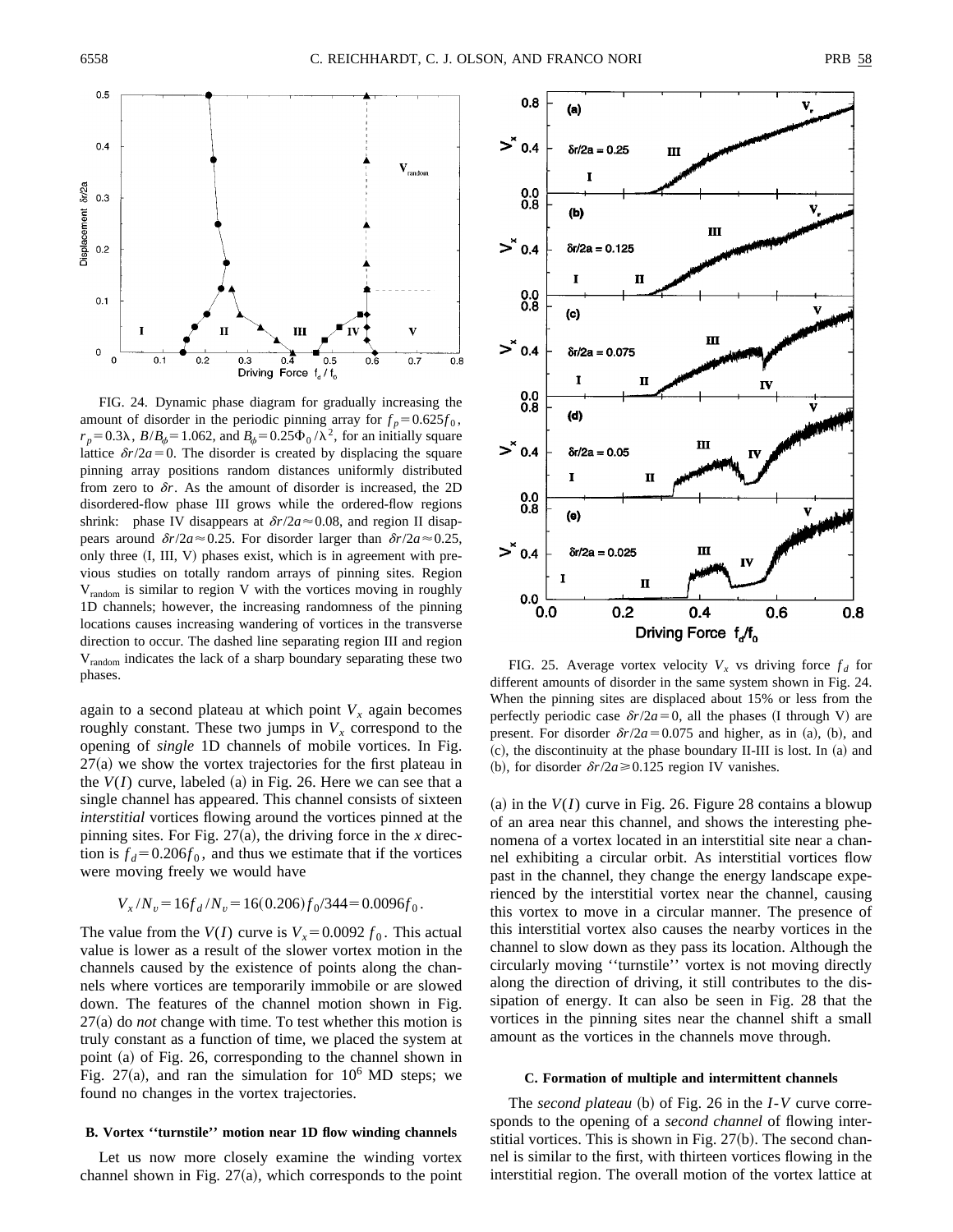FIG. 24. Dynamic phase diagram for gradually increasing the amount of disorder in the periodic pinning array for $f_p = 0.625 f_0$, $r_p = 0.3\lambda$, $B/B_\phi = 1.062$, and $B_\phi = 0.25\Phi_0/\lambda^2$, for an initially square lattice $\delta r/2a = 0$. The disorder is created by displacing the square pinning array positions random distances uniformly distributed from zero to $\delta r$. As the amount of disorder is increased, the 2D disordered-flow phase III grows while the ordered-flow regions shrink: phase IV disappears at $\delta r/2a \approx 0.08$, and region II disappears around $\delta r/2a \approx 0.25$. For disorder larger than $\delta r/2a \approx 0.25$, only three (I, III, V) phases exist, which is in agreement with previous studies on totally random arrays of pinning sites. Region $V_{\rm random}$ is similar to region V with the vortices moving in roughly 1D channels; however, the increasing randomness of the pinning locations causes increasing wandering of vortices in the transverse direction to occur. The dashed line separating region III and region $V_{\rm random}$ indicates the lack of a sharp boundary separating these two phases.

FIG. 25. Average vortex velocity $V_x$ vs driving force $f_d$ for different amounts of disorder in the same system shown in Fig. 24. When the pinning sites are displaced about 15% or less from the perfectly periodic case $\delta r/2a = 0$, all the phases (I through V) are present. For disorder $\delta r/2a = 0.075$ and higher, as in (a), (b), and (c), the discontinuity at the phase boundary II-III is lost. In (a) and (b), for disorder $\delta r/2a \geq 0.125$ region IV vanishes.

again to a second plateau at which point $V_x$ again becomes roughly constant. These two jumps in $V_x$ correspond to the opening of *single* 1D channels of mobile vortices. In Fig. 27(a) we show the vortex trajectories for the first plateau in the $V(I)$ curve, labeled (a) in Fig. 26. Here we can see that a single channel has appeared. This channel consists of sixteen *interstitial* vortices flowing around the vortices pinned at the pinning sites. For Fig. 27(a), the driving force in the $x$ direction is $f_d = 0.206 f_0$, and thus we estimate that if the vortices were moving freely we would have

$$V_x/N_v = 16 f_d/N_v = 16(0.206) f_0/344 = 0.0096 f_0.$$

The value from the $V(I)$ curve is $V_x = 0.0092\, f_0$. This actual value is lower as a result of the slower vortex motion in the channels caused by the existence of points along the channels where vortices are temporarily immobile or are slowed down. The features of the channel motion shown in Fig. 27(a) do *not* change with time. To test whether this motion is truly constant as a function of time, we placed the system at point (a) of Fig. 26, corresponding to the channel shown in Fig. 27(a), and ran the simulation for $10^6$ MD steps; we found no changes in the vortex trajectories.

### B. Vortex "turnstile" motion near 1D flow winding channels

Let us now more closely examine the winding vortex channel shown in Fig. 27(a), which corresponds to the point (a) in the $V(I)$ curve in Fig. 26. Figure 28 contains a blowup of an area near this channel, and shows the interesting phenomena of a vortex located in an interstitial site near a channel exhibiting a circular orbit. As interstitial vortices flow past in the channel, they change the energy landscape experienced by the interstitial vortex near the channel, causing this vortex to move in a circular manner. The presence of this interstitial vortex also causes the nearby vortices in the channel to slow down as they pass its location. Although the circularly moving "turnstile" vortex is not moving directly along the direction of driving, it still contributes to the dissipation of energy. It can also be seen in Fig. 28 that the vortices in the pinning sites near the channel shift a small amount as the vortices in the channels move through.

### C. Formation of multiple and intermittent channels

The *second plateau* (b) of Fig. 26 in the $I$-$V$ curve corresponds to the opening of a *second channel* of flowing interstitial vortices. This is shown in Fig. 27(b). The second channel is similar to the first, with thirteen vortices flowing in the interstitial region. The overall motion of the vortex lattice at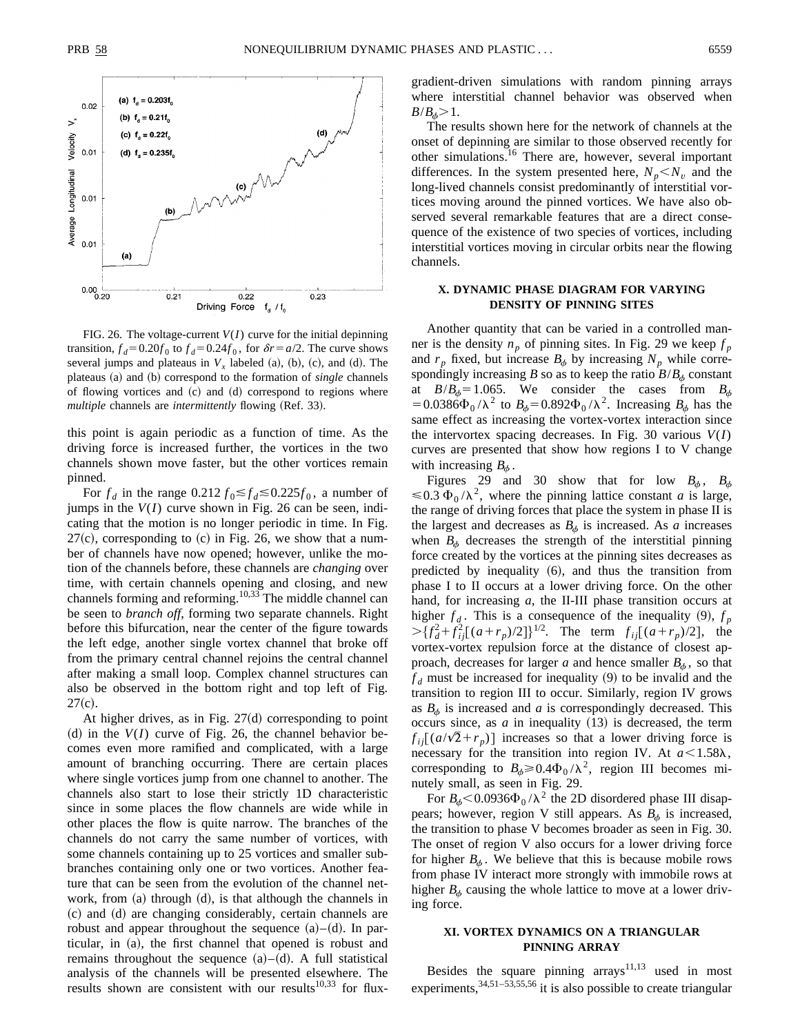FIG. 26. The voltage-current $V(I)$ curve for the initial depinning transition, $f_d=0.20f_0$ to $f_d=0.24f_0$, for $\delta r=a/2$. The curve shows several jumps and plateaus in $V_x$ labeled (a), (b), (c), and (d). The plateaus (a) and (b) correspond to the formation of *single* channels of flowing vortices and (c) and (d) correspond to regions where *multiple* channels are *intermittently* flowing (Ref. 33).

this point is again periodic as a function of time. As the driving force is increased further, the vortices in the two channels shown move faster, but the other vortices remain pinned.

For $f_d$ in the range $0.212\,f_0 \lesssim f_d \lesssim 0.225 f_0$, a number of jumps in the $V(I)$ curve shown in Fig. 26 can be seen, indicating that the motion is no longer periodic in time. In Fig. 27(c), corresponding to (c) in Fig. 26, we show that a number of channels have now opened; however, unlike the motion of the channels before, these channels are *changing* over time, with certain channels opening and closing, and new channels forming and reforming.[10,33] The middle channel can be seen to *branch off*, forming two separate channels. Right before this bifurcation, near the center of the figure towards the left edge, another single vortex channel that broke off from the primary central channel rejoins the central channel after making a small loop. Complex channel structures can also be observed in the bottom right and top left of Fig. 27(c).

At higher drives, as in Fig. 27(d) corresponding to point (d) in the $V(I)$ curve of Fig. 26, the channel behavior becomes even more ramified and complicated, with a large amount of branching occurring. There are certain places where single vortices jump from one channel to another. The channels also start to lose their strictly 1D characteristic since in some places the flow channels are wide while in other places the flow is quite narrow. The branches of the channels do not carry the same number of vortices, with some channels containing up to 25 vortices and smaller subbranches containing only one or two vortices. Another feature that can be seen from the evolution of the channel network, from (a) through (d), is that although the channels in (c) and (d) are changing considerably, certain channels are robust and appear throughout the sequence (a)–(d). In particular, in (a), the first channel that opened is robust and remains throughout the sequence (a)–(d). A full statistical analysis of the channels will be presented elsewhere. The results shown are consistent with our results[10,33] for flux-gradient-driven simulations with random pinning arrays where interstitial channel behavior was observed when $B/B_\phi > 1$.

The results shown here for the network of channels at the onset of depinning are similar to those observed recently for other simulations.[16] There are, however, several important differences. In the system presented here, $N_p < N_v$ and the long-lived channels consist predominantly of interstitial vortices moving around the pinned vortices. We have also observed several remarkable features that are a direct consequence of the existence of two species of vortices, including interstitial vortices moving in circular orbits near the flowing channels.

## X. DYNAMIC PHASE DIAGRAM FOR VARYING DENSITY OF PINNING SITES

Another quantity that can be varied in a controlled manner is the density $n_p$ of pinning sites. In Fig. 29 we keep $f_p$ and $r_p$ fixed, but increase $B_\phi$ by increasing $N_p$ while correspondingly increasing $B$ so as to keep the ratio $B/B_\phi$ constant at $B/B_\phi = 1.065$. We consider the cases from $B_\phi = 0.0386\Phi_0/\lambda^2$ to $B_\phi = 0.892\Phi_0/\lambda^2$. Increasing $B_\phi$ has the same effect as increasing the vortex-vortex interaction since the intervortex spacing decreases. In Fig. 30 various $V(I)$ curves are presented that show how regions I to V change with increasing $B_\phi$.

Figures 29 and 30 show that for low $B_\phi$, $B_\phi \leqslant 0.3\,\Phi_0/\lambda^2$, where the pinning lattice constant $a$ is large, the range of driving forces that place the system in phase II is the largest and decreases as $B_\phi$ is increased. As $a$ increases when $B_\phi$ decreases the strength of the interstitial pinning force created by the vortices at the pinning sites decreases as predicted by inequality (6), and thus the transition from phase I to II occurs at a lower driving force. On the other hand, for increasing $a$, the II-III phase transition occurs at higher $f_d$. This is a consequence of the inequality (9), $f_p > \{f_d^2 + f_{ij}^2[(a+r_p)/2]\}^{1/2}$. The term $f_{ij}[(a+r_p)/2]$, the vortex-vortex repulsion force at the distance of closest approach, decreases for larger $a$ and hence smaller $B_\phi$, so that $f_d$ must be increased for inequality (9) to be invalid and the transition to region III to occur. Similarly, region IV grows as $B_\phi$ is increased and $a$ is correspondingly decreased. This occurs since, as $a$ in inequality (13) is decreased, the term $f_{ij}[(a/\sqrt{2}+r_p)]$ increases so that a lower driving force is necessary for the transition into region IV. At $a < 1.58\lambda$, corresponding to $B_\phi \geqslant 0.4\Phi_0/\lambda^2$, region III becomes minutely small, as seen in Fig. 29.

For $B_\phi < 0.0936\Phi_0/\lambda^2$ the 2D disordered phase III disappears; however, region V still appears. As $B_\phi$ is increased, the transition to phase V becomes broader as seen in Fig. 30. The onset of region V also occurs for a lower driving force for higher $B_\phi$. We believe that this is because mobile rows from phase IV interact more strongly with immobile rows at higher $B_\phi$ causing the whole lattice to move at a lower driving force.

## XI. VORTEX DYNAMICS ON A TRIANGULAR PINNING ARRAY

Besides the square pinning arrays[11,13] used in most experiments,[34,51–53,55,56] it is also possible to create triangular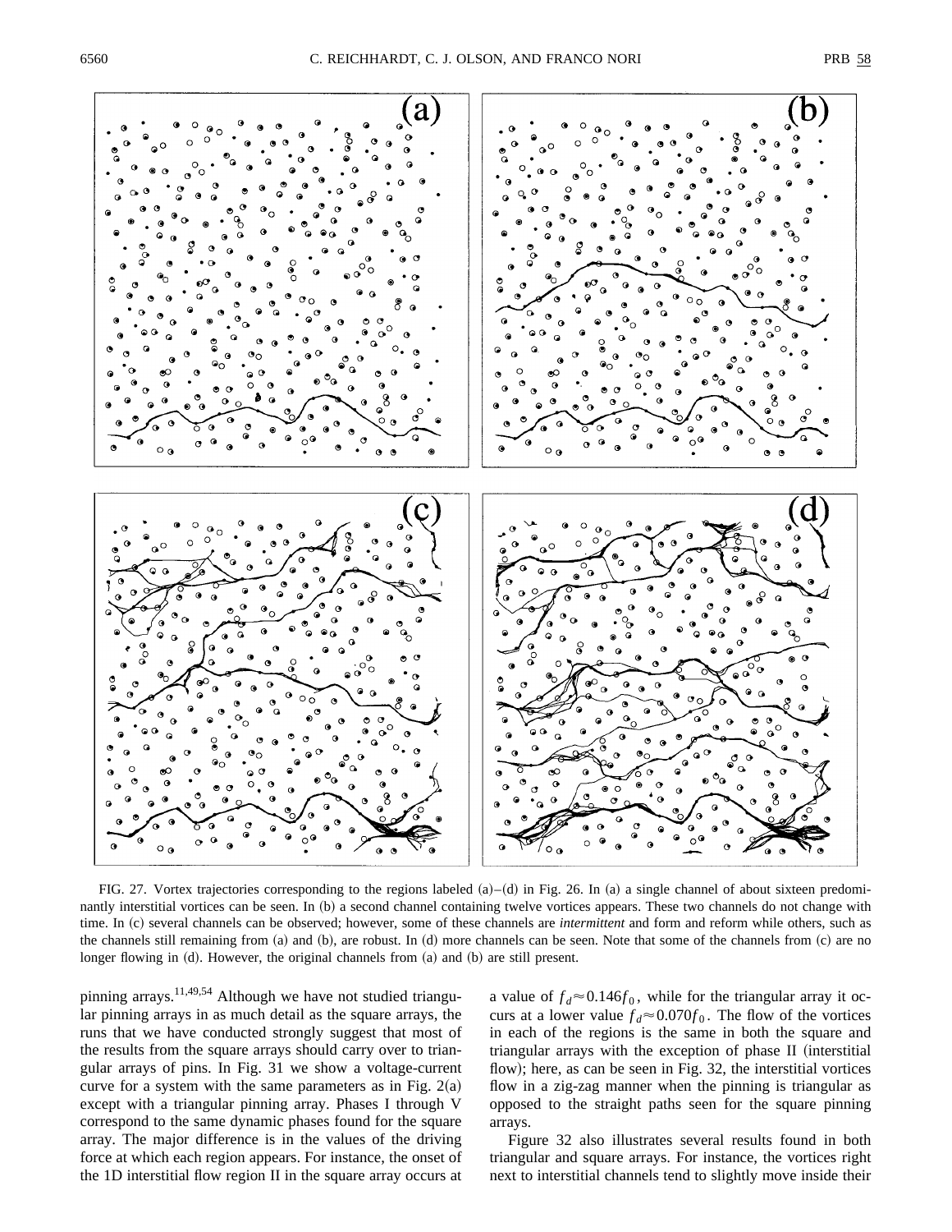FIG. 27. Vortex trajectories corresponding to the regions labeled (a)–(d) in Fig. 26. In (a) a single channel of about sixteen predominantly interstitial vortices can be seen. In (b) a second channel containing twelve vortices appears. These two channels do not change with time. In (c) several channels can be observed; however, some of these channels are *intermittent* and form and reform while others, such as the channels still remaining from (a) and (b), are robust. In (d) more channels can be seen. Note that some of the channels from (c) are no longer flowing in (d). However, the original channels from (a) and (b) are still present.

pinning arrays.[11,49,54] Although we have not studied triangular pinning arrays in as much detail as the square arrays, the runs that we have conducted strongly suggest that most of the results from the square arrays should carry over to triangular arrays of pins. In Fig. 31 we show a voltage-current curve for a system with the same parameters as in Fig. 2(a) except with a triangular pinning array. Phases I through V correspond to the same dynamic phases found for the square array. The major difference is in the values of the driving force at which each region appears. For instance, the onset of the 1D interstitial flow region II in the square array occurs at a value of $f_d \approx 0.146 f_0$, while for the triangular array it occurs at a lower value $f_d \approx 0.070 f_0$. The flow of the vortices in each of the regions is the same in both the square and triangular arrays with the exception of phase II (interstitial flow); here, as can be seen in Fig. 32, the interstitial vortices flow in a zig-zag manner when the pinning is triangular as opposed to the straight paths seen for the square pinning arrays.

Figure 32 also illustrates several results found in both triangular and square arrays. For instance, the vortices right next to interstitial channels tend to slightly move inside their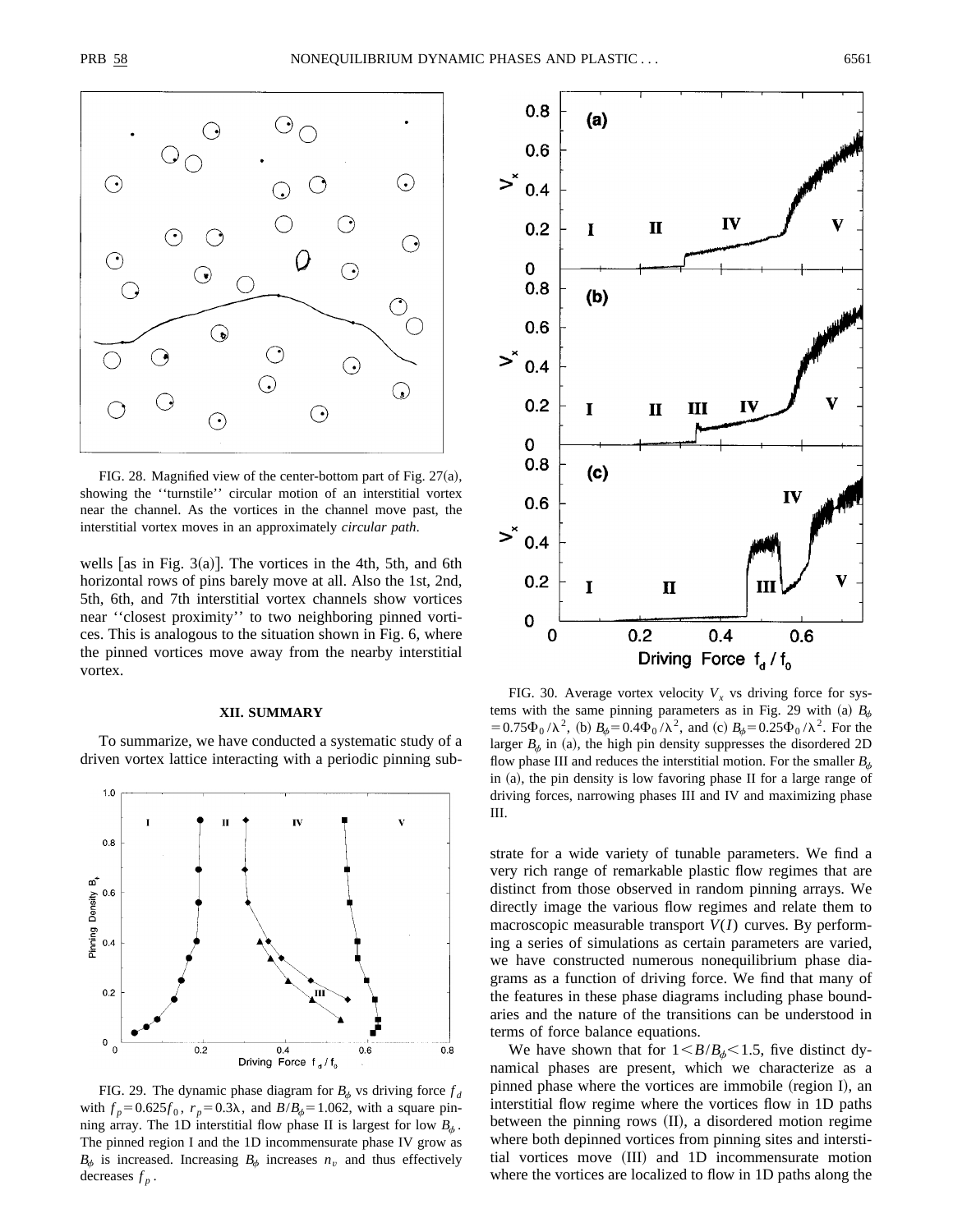FIG. 28. Magnified view of the center-bottom part of Fig. 27(a), showing the "turnstile" circular motion of an interstitial vortex near the channel. As the vortices in the channel move past, the interstitial vortex moves in an approximately *circular path*.

wells [as in Fig. 3(a)]. The vortices in the 4th, 5th, and 6th horizontal rows of pins barely move at all. Also the 1st, 2nd, 5th, 6th, and 7th interstitial vortex channels show vortices near "closest proximity" to two neighboring pinned vortices. This is analogous to the situation shown in Fig. 6, where the pinned vortices move away from the nearby interstitial vortex.

## XII. SUMMARY

To summarize, we have conducted a systematic study of a driven vortex lattice interacting with a periodic pinning substrate for a wide variety of tunable parameters. We find a very rich range of remarkable plastic flow regimes that are distinct from those observed in random pinning arrays. We directly image the various flow regimes and relate them to macroscopic measurable transport $V(I)$ curves. By performing a series of simulations as certain parameters are varied, we have constructed numerous nonequilibrium phase diagrams as a function of driving force. We find that many of the features in these phase diagrams including phase boundaries and the nature of the transitions can be understood in terms of force balance equations.

We have shown that for $1<B/B_\phi<1.5$, five distinct dynamical phases are present, which we characterize as a pinned phase where the vortices are immobile (region I), an interstitial flow regime where the vortices flow in 1D paths between the pinning rows (II), a disordered motion regime where both depinned vortices from pinning sites and interstitial vortices move (III) and 1D incommensurate motion where the vortices are localized to flow in 1D paths along the

FIG. 29. The dynamic phase diagram for $B_\phi$ vs driving force $f_d$ with $f_p=0.625f_0$, $r_p=0.3\lambda$, and $B/B_\phi=1.062$, with a square pinning array. The 1D interstitial flow phase II is largest for low $B_\phi$. The pinned region I and the 1D incommensurate phase IV grow as $B_\phi$ is increased. Increasing $B_\phi$ increases $n_v$ and thus effectively decreases $f_p$.

FIG. 30. Average vortex velocity $V_x$ vs driving force for systems with the same pinning parameters as in Fig. 29 with (a) $B_\phi=0.75\Phi_0/\lambda^2$, (b) $B_\phi=0.4\Phi_0/\lambda^2$, and (c) $B_\phi=0.25\Phi_0/\lambda^2$. For the larger $B_\phi$ in (a), the high pin density suppresses the disordered 2D flow phase III and reduces the interstitial motion. For the smaller $B_\phi$ in (a), the pin density is low favoring phase II for a large range of driving forces, narrowing phases III and IV and maximizing phase III.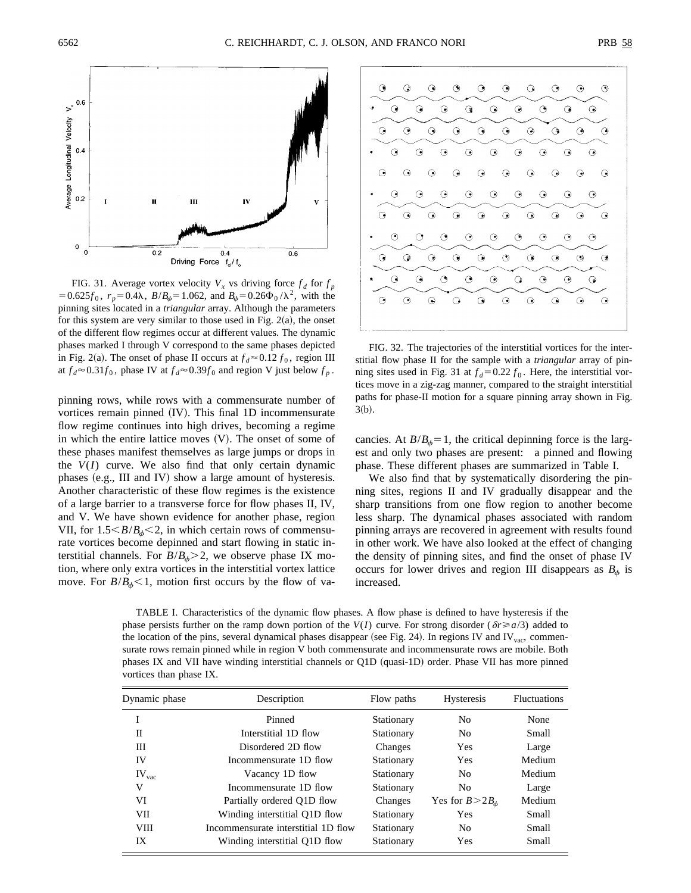FIG. 31. Average vortex velocity $V_x$ vs driving force $f_d$ for $f_p = 0.625f_0$, $r_p = 0.4\lambda$, $B/B_\phi = 1.062$, and $B_\phi = 0.26\Phi_0/\lambda^2$, with the pinning sites located in a *triangular* array. Although the parameters for this system are very similar to those used in Fig. 2(a), the onset of the different flow regimes occur at different values. The dynamic phases marked I through V correspond to the same phases depicted in Fig. 2(a). The onset of phase II occurs at $f_d \approx 0.12\, f_0$, region III at $f_d \approx 0.31 f_0$, phase IV at $f_d \approx 0.39 f_0$ and region V just below $f_p$.

FIG. 32. The trajectories of the interstitial vortices for the interstitial flow phase II for the sample with a *triangular* array of pinning sites used in Fig. 31 at $f_d = 0.22\, f_0$. Here, the interstitial vortices move in a zig-zag manner, compared to the straight interstitial paths for phase-II motion for a square pinning array shown in Fig. 3(b).

pinning rows, while rows with a commensurate number of vortices remain pinned (IV). This final 1D incommensurate flow regime continues into high drives, becoming a regime in which the entire lattice moves (V). The onset of some of these phases manifest themselves as large jumps or drops in the $V(I)$ curve. We also find that only certain dynamic phases (e.g., III and IV) show a large amount of hysteresis. Another characteristic of these flow regimes is the existence of a large barrier to a transverse force for flow phases II, IV, and V. We have shown evidence for another phase, region VII, for $1.5 < B/B_\phi < 2$, in which certain rows of commensurate vortices become depinned and start flowing in static interstitial channels. For $B/B_\phi > 2$, we observe phase IX motion, where only extra vortices in the interstitial vortex lattice move. For $B/B_\phi < 1$, motion first occurs by the flow of vacancies. At $B/B_\phi = 1$, the critical depinning force is the largest and only two phases are present: a pinned and flowing phase. These different phases are summarized in Table I.

We also find that by systematically disordering the pinning sites, regions II and IV gradually disappear and the sharp transitions from one flow region to another become less sharp. The dynamical phases associated with random pinning arrays are recovered in agreement with results found in other work. We have also looked at the effect of changing the density of pinning sites, and find the onset of phase IV occurs for lower drives and region III disappears as $B_\phi$ is increased.

TABLE I. Characteristics of the dynamic flow phases. A flow phase is defined to have hysteresis if the phase persists further on the ramp down portion of the $V(I)$ curve. For strong disorder ($\delta r \geq a/3$) added to the location of the pins, several dynamical phases disappear (see Fig. 24). In regions IV and $IV_{vac}$, commensurate rows remain pinned while in region V both commensurate and incommensurate rows are mobile. Both phases IX and VII have winding interstitial channels or Q1D (quasi-1D) order. Phase VII has more pinned vortices than phase IX.

| Dynamic phase | Description | Flow paths | Hysteresis | Fluctuations |
|---|---|---|---|---|
| I | Pinned | Stationary | No | None |
| II | Interstitial 1D flow | Stationary | No | Small |
| III | Disordered 2D flow | Changes | Yes | Large |
| IV | Incommensurate 1D flow | Stationary | Yes | Medium |
| $IV_{vac}$ | Vacancy 1D flow | Stationary | No | Medium |
| V | Incommensurate 1D flow | Stationary | No | Large |
| VI | Partially ordered Q1D flow | Changes | Yes for $B > 2B_\phi$ | Medium |
| VII | Winding interstitial Q1D flow | Stationary | Yes | Small |
| VIII | Incommensurate interstitial 1D flow | Stationary | No | Small |
| IX | Winding interstitial Q1D flow | Stationary | Yes | Small |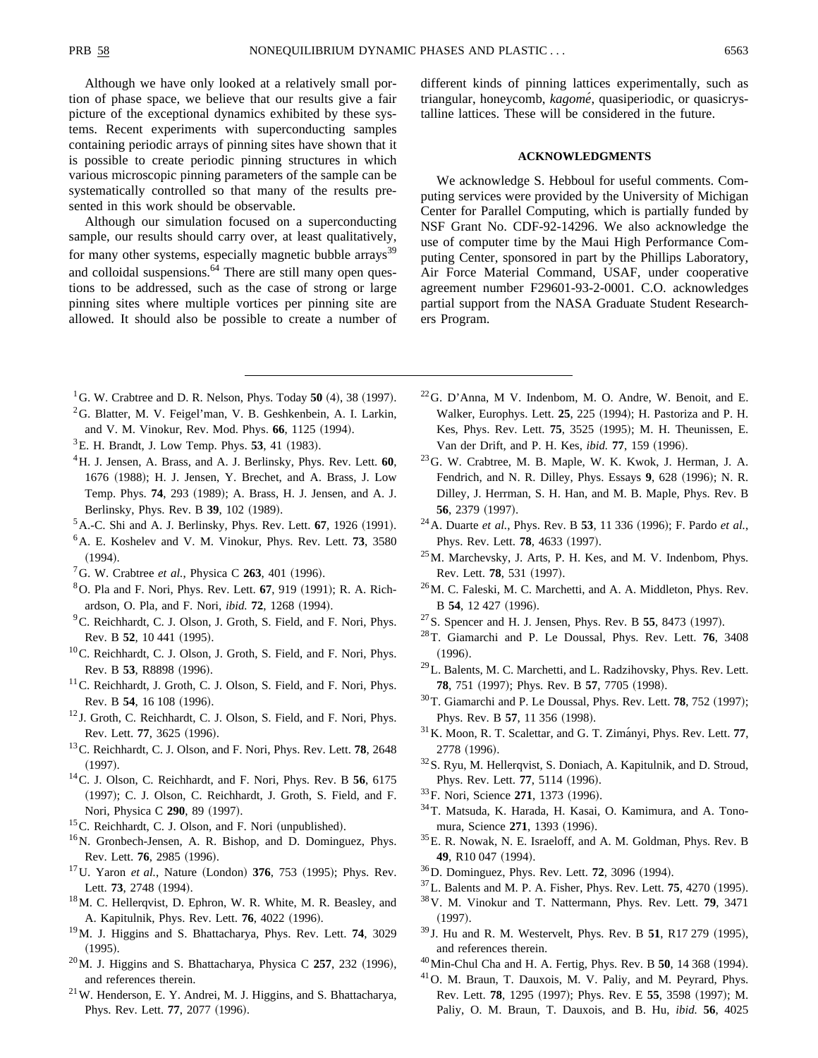Although we have only looked at a relatively small portion of phase space, we believe that our results give a fair picture of the exceptional dynamics exhibited by these systems. Recent experiments with superconducting samples containing periodic arrays of pinning sites have shown that it is possible to create periodic pinning structures in which various microscopic pinning parameters of the sample can be systematically controlled so that many of the results presented in this work should be observable.

Although our simulation focused on a superconducting sample, our results should carry over, at least qualitatively, for many other systems, especially magnetic bubble arrays[39] and colloidal suspensions.[64] There are still many open questions to be addressed, such as the case of strong or large pinning sites where multiple vortices per pinning site are allowed. It should also be possible to create a number of different kinds of pinning lattices experimentally, such as triangular, honeycomb, *kagomé*, quasiperiodic, or quasicrystalline lattices. These will be considered in the future.

## ACKNOWLEDGMENTS

We acknowledge S. Hebboul for useful comments. Computing services were provided by the University of Michigan Center for Parallel Computing, which is partially funded by NSF Grant No. CDF-92-14296. We also acknowledge the use of computer time by the Maui High Performance Computing Center, sponsored in part by the Phillips Laboratory, Air Force Material Command, USAF, under cooperative agreement number F29601-93-2-0001. C.O. acknowledges partial support from the NASA Graduate Student Researchers Program.

---

[1] G. W. Crabtree and D. R. Nelson, Phys. Today **50** (4), 38 (1997).

[2] G. Blatter, M. V. Feigel'man, V. B. Geshkenbein, A. I. Larkin, and V. M. Vinokur, Rev. Mod. Phys. **66**, 1125 (1994).

[3] E. H. Brandt, J. Low Temp. Phys. **53**, 41 (1983).

[4] H. J. Jensen, A. Brass, and A. J. Berlinsky, Phys. Rev. Lett. **60**, 1676 (1988); H. J. Jensen, Y. Brechet, and A. Brass, J. Low Temp. Phys. **74**, 293 (1989); A. Brass, H. J. Jensen, and A. J. Berlinsky, Phys. Rev. B **39**, 102 (1989).

[5] A.-C. Shi and A. J. Berlinsky, Phys. Rev. Lett. **67**, 1926 (1991).

[6] A. E. Koshelev and V. M. Vinokur, Phys. Rev. Lett. **73**, 3580 (1994).

[7] G. W. Crabtree *et al.*, Physica C **263**, 401 (1996).

[8] O. Pla and F. Nori, Phys. Rev. Lett. **67**, 919 (1991); R. A. Richardson, O. Pla, and F. Nori, *ibid.* **72**, 1268 (1994).

[9] C. Reichhardt, C. J. Olson, J. Groth, S. Field, and F. Nori, Phys. Rev. B **52**, 10 441 (1995).

[10] C. Reichhardt, C. J. Olson, J. Groth, S. Field, and F. Nori, Phys. Rev. B **53**, R8898 (1996).

[11] C. Reichhardt, J. Groth, C. J. Olson, S. Field, and F. Nori, Phys. Rev. B **54**, 16 108 (1996).

[12] J. Groth, C. Reichhardt, C. J. Olson, S. Field, and F. Nori, Phys. Rev. Lett. **77**, 3625 (1996).

[13] C. Reichhardt, C. J. Olson, and F. Nori, Phys. Rev. Lett. **78**, 2648 (1997).

[14] C. J. Olson, C. Reichhardt, and F. Nori, Phys. Rev. B **56**, 6175 (1997); C. J. Olson, C. Reichhardt, J. Groth, S. Field, and F. Nori, Physica C **290**, 89 (1997).

[15] C. Reichhardt, C. J. Olson, and F. Nori (unpublished).

[16] N. Gronbech-Jensen, A. R. Bishop, and D. Dominguez, Phys. Rev. Lett. **76**, 2985 (1996).

[17] U. Yaron *et al.*, Nature (London) **376**, 753 (1995); Phys. Rev. Lett. **73**, 2748 (1994).

[18] M. C. Hellerqvist, D. Ephron, W. R. White, M. R. Beasley, and A. Kapitulnik, Phys. Rev. Lett. **76**, 4022 (1996).

[19] M. J. Higgins and S. Bhattacharya, Phys. Rev. Lett. **74**, 3029 (1995).

[20] M. J. Higgins and S. Bhattacharya, Physica C **257**, 232 (1996), and references therein.

[21] W. Henderson, E. Y. Andrei, M. J. Higgins, and S. Bhattacharya, Phys. Rev. Lett. **77**, 2077 (1996).

[22] G. D'Anna, M V. Indenbom, M. O. Andre, W. Benoit, and E. Walker, Europhys. Lett. **25**, 225 (1994); H. Pastoriza and P. H. Kes, Phys. Rev. Lett. **75**, 3525 (1995); M. H. Theunissen, E. Van der Drift, and P. H. Kes, *ibid.* **77**, 159 (1996).

[23] G. W. Crabtree, M. B. Maple, W. K. Kwok, J. Herman, J. A. Fendrich, and N. R. Dilley, Phys. Essays **9**, 628 (1996); N. R. Dilley, J. Herrman, S. H. Han, and M. B. Maple, Phys. Rev. B **56**, 2379 (1997).

[24] A. Duarte *et al.*, Phys. Rev. B **53**, 11 336 (1996); F. Pardo *et al.*, Phys. Rev. Lett. **78**, 4633 (1997).

[25] M. Marchevsky, J. Arts, P. H. Kes, and M. V. Indenbom, Phys. Rev. Lett. **78**, 531 (1997).

[26] M. C. Faleski, M. C. Marchetti, and A. A. Middleton, Phys. Rev. B **54**, 12 427 (1996).

[27] S. Spencer and H. J. Jensen, Phys. Rev. B **55**, 8473 (1997).

[28] T. Giamarchi and P. Le Doussal, Phys. Rev. Lett. **76**, 3408 (1996).

[29] L. Balents, M. C. Marchetti, and L. Radzihovsky, Phys. Rev. Lett. **78**, 751 (1997); Phys. Rev. B **57**, 7705 (1998).

[30] T. Giamarchi and P. Le Doussal, Phys. Rev. Lett. **78**, 752 (1997); Phys. Rev. B **57**, 11 356 (1998).

[31] K. Moon, R. T. Scalettar, and G. T. Zimányi, Phys. Rev. Lett. **77**, 2778 (1996).

[32] S. Ryu, M. Hellerqvist, S. Doniach, A. Kapitulnik, and D. Stroud, Phys. Rev. Lett. **77**, 5114 (1996).

[33] F. Nori, Science **271**, 1373 (1996).

[34] T. Matsuda, K. Harada, H. Kasai, O. Kamimura, and A. Tonomura, Science **271**, 1393 (1996).

[35] E. R. Nowak, N. E. Israeloff, and A. M. Goldman, Phys. Rev. B **49**, R10 047 (1994).

[36] D. Dominguez, Phys. Rev. Lett. **72**, 3096 (1994).

[37] L. Balents and M. P. A. Fisher, Phys. Rev. Lett. **75**, 4270 (1995).

[38] V. M. Vinokur and T. Nattermann, Phys. Rev. Lett. **79**, 3471 (1997).

[39] J. Hu and R. M. Westervelt, Phys. Rev. B **51**, R17 279 (1995), and references therein.

[40] Min-Chul Cha and H. A. Fertig, Phys. Rev. B **50**, 14 368 (1994).

[41] O. M. Braun, T. Dauxois, M. V. Paliy, and M. Peyrard, Phys. Rev. Lett. **78**, 1295 (1997); Phys. Rev. E **55**, 3598 (1997); M. Paliy, O. M. Braun, T. Dauxois, and B. Hu, *ibid.* **56**, 4025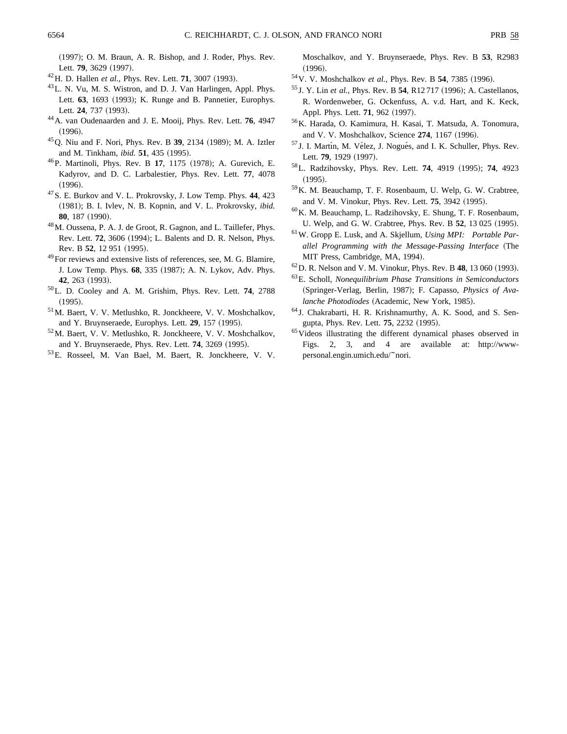(1997); O. M. Braun, A. R. Bishop, and J. Roder, Phys. Rev. Lett. **79**, 3629 (1997).

[42] H. D. Hallen *et al.*, Phys. Rev. Lett. **71**, 3007 (1993).

[43] L. N. Vu, M. S. Wistron, and D. J. Van Harlingen, Appl. Phys. Lett. **63**, 1693 (1993); K. Runge and B. Pannetier, Europhys. Lett. **24**, 737 (1993).

[44] A. van Oudenaarden and J. E. Mooij, Phys. Rev. Lett. **76**, 4947 (1996).

[45] Q. Niu and F. Nori, Phys. Rev. B **39**, 2134 (1989); M. A. Iztler and M. Tinkham, *ibid.* **51**, 435 (1995).

[46] P. Martinoli, Phys. Rev. B **17**, 1175 (1978); A. Gurevich, E. Kadyrov, and D. C. Larbalestier, Phys. Rev. Lett. **77**, 4078 (1996).

[47] S. E. Burkov and V. L. Prokrovsky, J. Low Temp. Phys. **44**, 423 (1981); B. I. Ivlev, N. B. Kopnin, and V. L. Prokrovsky, *ibid.* **80**, 187 (1990).

[48] M. Oussena, P. A. J. de Groot, R. Gagnon, and L. Taillefer, Phys. Rev. Lett. **72**, 3606 (1994); L. Balents and D. R. Nelson, Phys. Rev. B **52**, 12 951 (1995).

[49] For reviews and extensive lists of references, see, M. G. Blamire, J. Low Temp. Phys. **68**, 335 (1987); A. N. Lykov, Adv. Phys. **42**, 263 (1993).

[50] L. D. Cooley and A. M. Grishim, Phys. Rev. Lett. **74**, 2788 (1995).

[51] M. Baert, V. V. Metlushko, R. Jonckheere, V. V. Moshchalkov, and Y. Bruynseraede, Europhys. Lett. **29**, 157 (1995).

[52] M. Baert, V. V. Metlushko, R. Jonckheere, V. V. Moshchalkov, and Y. Bruynseraede, Phys. Rev. Lett. **74**, 3269 (1995).

[53] E. Rosseel, M. Van Bael, M. Baert, R. Jonckheere, V. V. Moschalkov, and Y. Bruynseraede, Phys. Rev. B **53**, R2983 (1996).

[54] V. V. Moshchalkov *et al.*, Phys. Rev. B **54**, 7385 (1996).

[55] J. Y. Lin *et al.*, Phys. Rev. B **54**, R12 717 (1996); A. Castellanos, R. Wordenweber, G. Ockenfuss, A. v.d. Hart, and K. Keck, Appl. Phys. Lett. **71**, 962 (1997).

[56] K. Harada, O. Kamimura, H. Kasai, T. Matsuda, A. Tonomura, and V. V. Moshchalkov, Science **274**, 1167 (1996).

[57] J. I. Martín, M. Vélez, J. Nogués, and I. K. Schuller, Phys. Rev. Lett. **79**, 1929 (1997).

[58] L. Radzihovsky, Phys. Rev. Lett. **74**, 4919 (1995); **74**, 4923 (1995).

[59] K. M. Beauchamp, T. F. Rosenbaum, U. Welp, G. W. Crabtree, and V. M. Vinokur, Phys. Rev. Lett. **75**, 3942 (1995).

[60] K. M. Beauchamp, L. Radzihovsky, E. Shung, T. F. Rosenbaum, U. Welp, and G. W. Crabtree, Phys. Rev. B **52**, 13 025 (1995).

[61] W. Gropp E. Lusk, and A. Skjellum, *Using MPI: Portable Parallel Programming with the Message-Passing Interface* (The MIT Press, Cambridge, MA, 1994).

[62] D. R. Nelson and V. M. Vinokur, Phys. Rev. B **48**, 13 060 (1993).

[63] E. Scholl, *Nonequilibrium Phase Transitions in Semiconductors* (Springer-Verlag, Berlin, 1987); F. Capasso, *Physics of Avalanche Photodiodes* (Academic, New York, 1985).

[64] J. Chakrabarti, H. R. Krishnamurthy, A. K. Sood, and S. Sengupta, Phys. Rev. Lett. **75**, 2232 (1995).

[65] Videos illustrating the different dynamical phases observed in Figs. 2, 3, and 4 are available at: http://www-personal.engin.umich.edu/~nori.